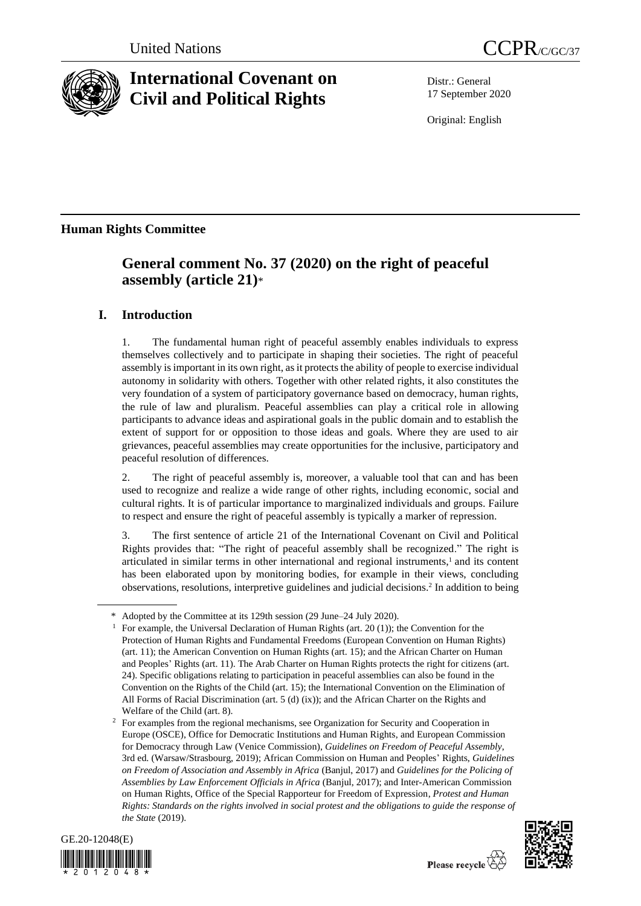United Nations

CCPR/C/GC/37

# International Covenant on Civil and Political Rights

Distr.: General
17 September 2020

Original: English

## Human Rights Committee

# General comment No. 37 (2020) on the right of peaceful assembly (article 21)*

## I. Introduction

1. The fundamental human right of peaceful assembly enables individuals to express themselves collectively and to participate in shaping their societies. The right of peaceful assembly is important in its own right, as it protects the ability of people to exercise individual autonomy in solidarity with others. Together with other related rights, it also constitutes the very foundation of a system of participatory governance based on democracy, human rights, the rule of law and pluralism. Peaceful assemblies can play a critical role in allowing participants to advance ideas and aspirational goals in the public domain and to establish the extent of support for or opposition to those ideas and goals. Where they are used to air grievances, peaceful assemblies may create opportunities for the inclusive, participatory and peaceful resolution of differences.

2. The right of peaceful assembly is, moreover, a valuable tool that can and has been used to recognize and realize a wide range of other rights, including economic, social and cultural rights. It is of particular importance to marginalized individuals and groups. Failure to respect and ensure the right of peaceful assembly is typically a marker of repression.

3. The first sentence of article 21 of the International Covenant on Civil and Political Rights provides that: "The right of peaceful assembly shall be recognized." The right is articulated in similar terms in other international and regional instruments,[1] and its content has been elaborated upon by monitoring bodies, for example in their views, concluding observations, resolutions, interpretive guidelines and judicial decisions.[2] In addition to being

---

\* Adopted by the Committee at its 129th session (29 June–24 July 2020).

[1] For example, the Universal Declaration of Human Rights (art. 20 (1)); the Convention for the Protection of Human Rights and Fundamental Freedoms (European Convention on Human Rights) (art. 11); the American Convention on Human Rights (art. 15); and the African Charter on Human and Peoples' Rights (art. 11). The Arab Charter on Human Rights protects the right for citizens (art. 24). Specific obligations relating to participation in peaceful assemblies can also be found in the Convention on the Rights of the Child (art. 15); the International Convention on the Elimination of All Forms of Racial Discrimination (art. 5 (d) (ix)); and the African Charter on the Rights and Welfare of the Child (art. 8).

[2] For examples from the regional mechanisms, see Organization for Security and Cooperation in Europe (OSCE), Office for Democratic Institutions and Human Rights, and European Commission for Democracy through Law (Venice Commission), *Guidelines on Freedom of Peaceful Assembly*, 3rd ed. (Warsaw/Strasbourg, 2019); African Commission on Human and Peoples' Rights, *Guidelines on Freedom of Association and Assembly in Africa* (Banjul, 2017) and *Guidelines for the Policing of Assemblies by Law Enforcement Officials in Africa* (Banjul, 2017); and Inter-American Commission on Human Rights, Office of the Special Rapporteur for Freedom of Expression, *Protest and Human Rights: Standards on the rights involved in social protest and the obligations to guide the response of the State* (2019).

GE.20-12048(E)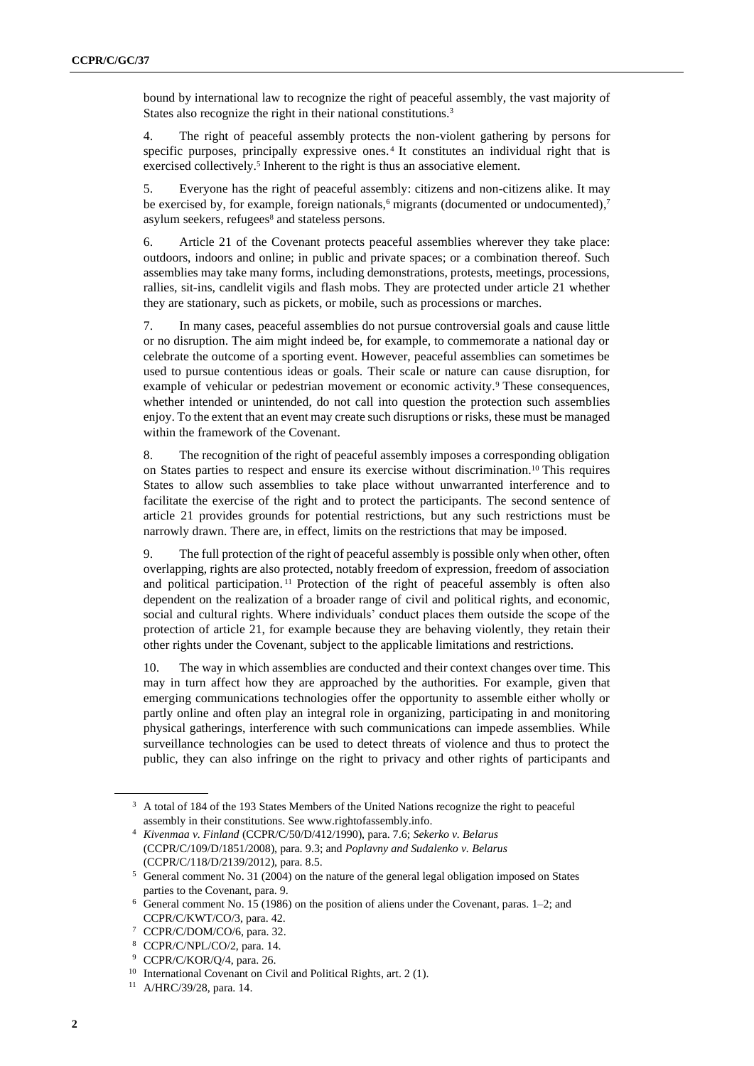bound by international law to recognize the right of peaceful assembly, the vast majority of States also recognize the right in their national constitutions.[3]

4. The right of peaceful assembly protects the non-violent gathering by persons for specific purposes, principally expressive ones.[4] It constitutes an individual right that is exercised collectively.[5] Inherent to the right is thus an associative element.

5. Everyone has the right of peaceful assembly: citizens and non-citizens alike. It may be exercised by, for example, foreign nationals,[6] migrants (documented or undocumented),[7] asylum seekers, refugees[8] and stateless persons.

6. Article 21 of the Covenant protects peaceful assemblies wherever they take place: outdoors, indoors and online; in public and private spaces; or a combination thereof. Such assemblies may take many forms, including demonstrations, protests, meetings, processions, rallies, sit-ins, candlelit vigils and flash mobs. They are protected under article 21 whether they are stationary, such as pickets, or mobile, such as processions or marches.

7. In many cases, peaceful assemblies do not pursue controversial goals and cause little or no disruption. The aim might indeed be, for example, to commemorate a national day or celebrate the outcome of a sporting event. However, peaceful assemblies can sometimes be used to pursue contentious ideas or goals. Their scale or nature can cause disruption, for example of vehicular or pedestrian movement or economic activity.[9] These consequences, whether intended or unintended, do not call into question the protection such assemblies enjoy. To the extent that an event may create such disruptions or risks, these must be managed within the framework of the Covenant.

8. The recognition of the right of peaceful assembly imposes a corresponding obligation on States parties to respect and ensure its exercise without discrimination.[10] This requires States to allow such assemblies to take place without unwarranted interference and to facilitate the exercise of the right and to protect the participants. The second sentence of article 21 provides grounds for potential restrictions, but any such restrictions must be narrowly drawn. There are, in effect, limits on the restrictions that may be imposed.

9. The full protection of the right of peaceful assembly is possible only when other, often overlapping, rights are also protected, notably freedom of expression, freedom of association and political participation.[11] Protection of the right of peaceful assembly is often also dependent on the realization of a broader range of civil and political rights, and economic, social and cultural rights. Where individuals' conduct places them outside the scope of the protection of article 21, for example because they are behaving violently, they retain their other rights under the Covenant, subject to the applicable limitations and restrictions.

10. The way in which assemblies are conducted and their context changes over time. This may in turn affect how they are approached by the authorities. For example, given that emerging communications technologies offer the opportunity to assemble either wholly or partly online and often play an integral role in organizing, participating in and monitoring physical gatherings, interference with such communications can impede assemblies. While surveillance technologies can be used to detect threats of violence and thus to protect the public, they can also infringe on the right to privacy and other rights of participants and

---

[3] A total of 184 of the 193 States Members of the United Nations recognize the right to peaceful assembly in their constitutions. See www.rightofassembly.info.

[4] *Kivenmaa v. Finland* (CCPR/C/50/D/412/1990), para. 7.6; *Sekerko v. Belarus* (CCPR/C/109/D/1851/2008), para. 9.3; and *Poplavny and Sudalenko v. Belarus* (CCPR/C/118/D/2139/2012), para. 8.5.

[5] General comment No. 31 (2004) on the nature of the general legal obligation imposed on States parties to the Covenant, para. 9.

[6] General comment No. 15 (1986) on the position of aliens under the Covenant, paras. 1–2; and CCPR/C/KWT/CO/3, para. 42.

[7] CCPR/C/DOM/CO/6, para. 32.

[8] CCPR/C/NPL/CO/2, para. 14.

[9] CCPR/C/KOR/Q/4, para. 26.

[10] International Covenant on Civil and Political Rights, art. 2 (1).

[11] A/HRC/39/28, para. 14.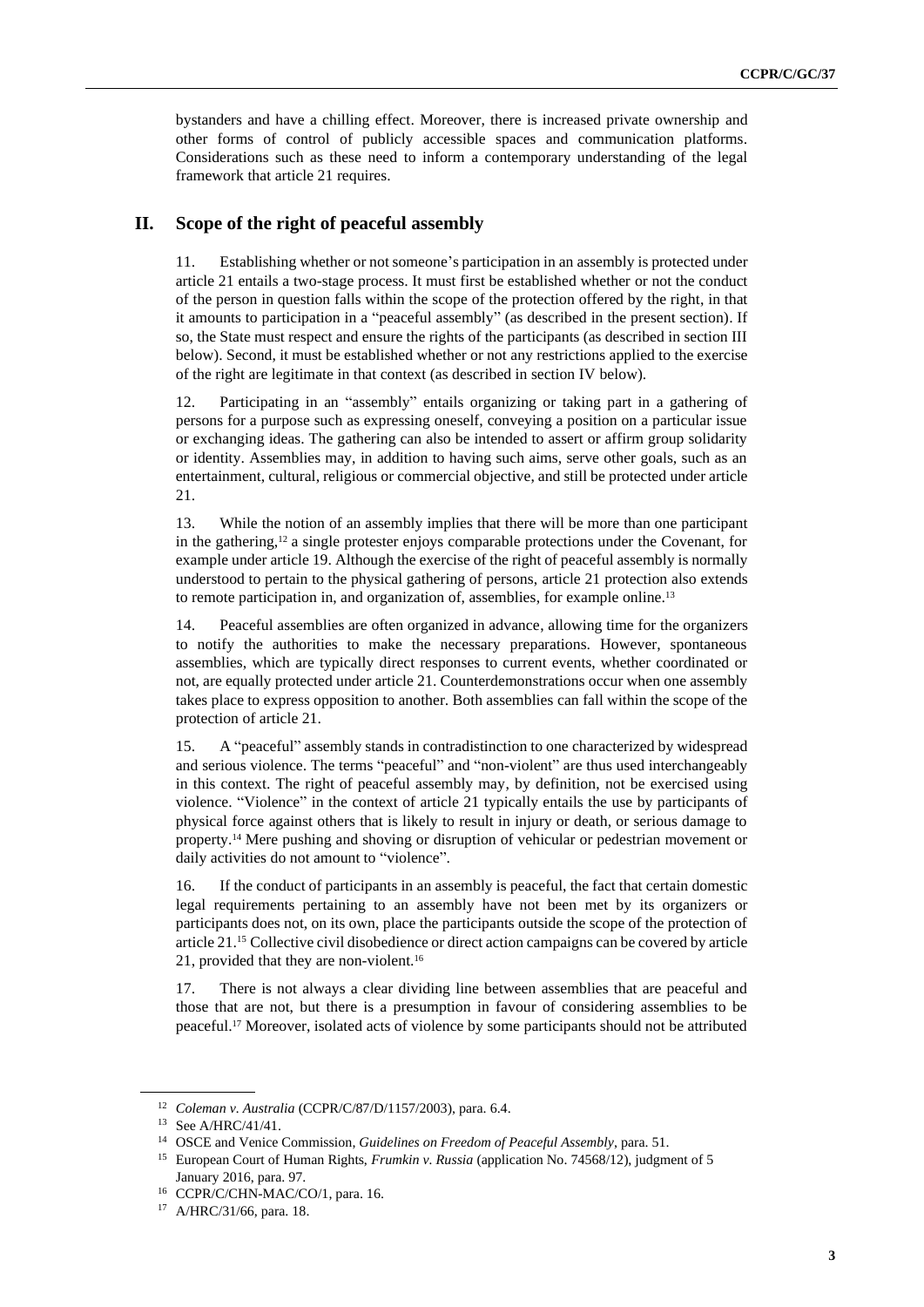bystanders and have a chilling effect. Moreover, there is increased private ownership and other forms of control of publicly accessible spaces and communication platforms. Considerations such as these need to inform a contemporary understanding of the legal framework that article 21 requires.

## II. Scope of the right of peaceful assembly

11. Establishing whether or not someone's participation in an assembly is protected under article 21 entails a two-stage process. It must first be established whether or not the conduct of the person in question falls within the scope of the protection offered by the right, in that it amounts to participation in a "peaceful assembly" (as described in the present section). If so, the State must respect and ensure the rights of the participants (as described in section III below). Second, it must be established whether or not any restrictions applied to the exercise of the right are legitimate in that context (as described in section IV below).

12. Participating in an "assembly" entails organizing or taking part in a gathering of persons for a purpose such as expressing oneself, conveying a position on a particular issue or exchanging ideas. The gathering can also be intended to assert or affirm group solidarity or identity. Assemblies may, in addition to having such aims, serve other goals, such as an entertainment, cultural, religious or commercial objective, and still be protected under article 21.

13. While the notion of an assembly implies that there will be more than one participant in the gathering,[12] a single protester enjoys comparable protections under the Covenant, for example under article 19. Although the exercise of the right of peaceful assembly is normally understood to pertain to the physical gathering of persons, article 21 protection also extends to remote participation in, and organization of, assemblies, for example online.[13]

14. Peaceful assemblies are often organized in advance, allowing time for the organizers to notify the authorities to make the necessary preparations. However, spontaneous assemblies, which are typically direct responses to current events, whether coordinated or not, are equally protected under article 21. Counterdemonstrations occur when one assembly takes place to express opposition to another. Both assemblies can fall within the scope of the protection of article 21.

15. A "peaceful" assembly stands in contradistinction to one characterized by widespread and serious violence. The terms "peaceful" and "non-violent" are thus used interchangeably in this context. The right of peaceful assembly may, by definition, not be exercised using violence. "Violence" in the context of article 21 typically entails the use by participants of physical force against others that is likely to result in injury or death, or serious damage to property.[14] Mere pushing and shoving or disruption of vehicular or pedestrian movement or daily activities do not amount to "violence".

16. If the conduct of participants in an assembly is peaceful, the fact that certain domestic legal requirements pertaining to an assembly have not been met by its organizers or participants does not, on its own, place the participants outside the scope of the protection of article 21.[15] Collective civil disobedience or direct action campaigns can be covered by article 21, provided that they are non-violent.[16]

17. There is not always a clear dividing line between assemblies that are peaceful and those that are not, but there is a presumption in favour of considering assemblies to be peaceful.[17] Moreover, isolated acts of violence by some participants should not be attributed

---

[12] *Coleman v. Australia* (CCPR/C/87/D/1157/2003), para. 6.4.

[13] See A/HRC/41/41.

[14] OSCE and Venice Commission, *Guidelines on Freedom of Peaceful Assembly*, para. 51.

[15] European Court of Human Rights, *Frumkin v. Russia* (application No. 74568/12), judgment of 5 January 2016, para. 97.

[16] CCPR/C/CHN-MAC/CO/1, para. 16.

[17] A/HRC/31/66, para. 18.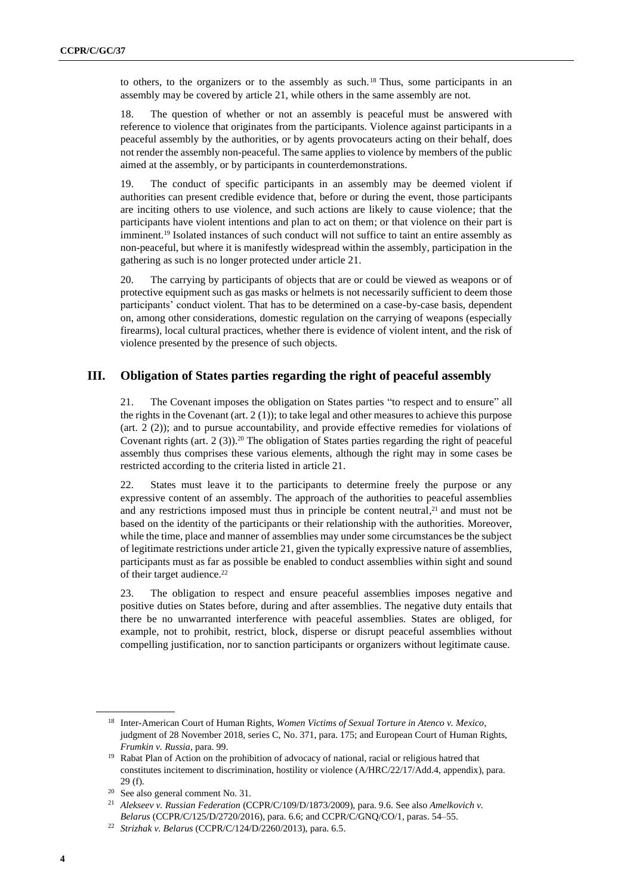to others, to the organizers or to the assembly as such.[18] Thus, some participants in an assembly may be covered by article 21, while others in the same assembly are not.

18. The question of whether or not an assembly is peaceful must be answered with reference to violence that originates from the participants. Violence against participants in a peaceful assembly by the authorities, or by agents provocateurs acting on their behalf, does not render the assembly non-peaceful. The same applies to violence by members of the public aimed at the assembly, or by participants in counterdemonstrations.

19. The conduct of specific participants in an assembly may be deemed violent if authorities can present credible evidence that, before or during the event, those participants are inciting others to use violence, and such actions are likely to cause violence; that the participants have violent intentions and plan to act on them; or that violence on their part is imminent.[19] Isolated instances of such conduct will not suffice to taint an entire assembly as non-peaceful, but where it is manifestly widespread within the assembly, participation in the gathering as such is no longer protected under article 21.

20. The carrying by participants of objects that are or could be viewed as weapons or of protective equipment such as gas masks or helmets is not necessarily sufficient to deem those participants' conduct violent. That has to be determined on a case-by-case basis, dependent on, among other considerations, domestic regulation on the carrying of weapons (especially firearms), local cultural practices, whether there is evidence of violent intent, and the risk of violence presented by the presence of such objects.

## III. Obligation of States parties regarding the right of peaceful assembly

21. The Covenant imposes the obligation on States parties "to respect and to ensure" all the rights in the Covenant (art. 2 (1)); to take legal and other measures to achieve this purpose (art. 2 (2)); and to pursue accountability, and provide effective remedies for violations of Covenant rights (art. 2 (3)).[20] The obligation of States parties regarding the right of peaceful assembly thus comprises these various elements, although the right may in some cases be restricted according to the criteria listed in article 21.

22. States must leave it to the participants to determine freely the purpose or any expressive content of an assembly. The approach of the authorities to peaceful assemblies and any restrictions imposed must thus in principle be content neutral,[21] and must not be based on the identity of the participants or their relationship with the authorities. Moreover, while the time, place and manner of assemblies may under some circumstances be the subject of legitimate restrictions under article 21, given the typically expressive nature of assemblies, participants must as far as possible be enabled to conduct assemblies within sight and sound of their target audience.[22]

23. The obligation to respect and ensure peaceful assemblies imposes negative and positive duties on States before, during and after assemblies. The negative duty entails that there be no unwarranted interference with peaceful assemblies. States are obliged, for example, not to prohibit, restrict, block, disperse or disrupt peaceful assemblies without compelling justification, nor to sanction participants or organizers without legitimate cause.

---

[18] Inter-American Court of Human Rights, *Women Victims of Sexual Torture in Atenco v. Mexico*, judgment of 28 November 2018, series C, No. 371, para. 175; and European Court of Human Rights, *Frumkin v. Russia*, para. 99.

[19] Rabat Plan of Action on the prohibition of advocacy of national, racial or religious hatred that constitutes incitement to discrimination, hostility or violence (A/HRC/22/17/Add.4, appendix), para. 29 (f).

[20] See also general comment No. 31.

[21] *Alekseev v. Russian Federation* (CCPR/C/109/D/1873/2009), para. 9.6. See also *Amelkovich v. Belarus* (CCPR/C/125/D/2720/2016), para. 6.6; and CCPR/C/GNQ/CO/1, paras. 54–55.

[22] *Strizhak v. Belarus* (CCPR/C/124/D/2260/2013), para. 6.5.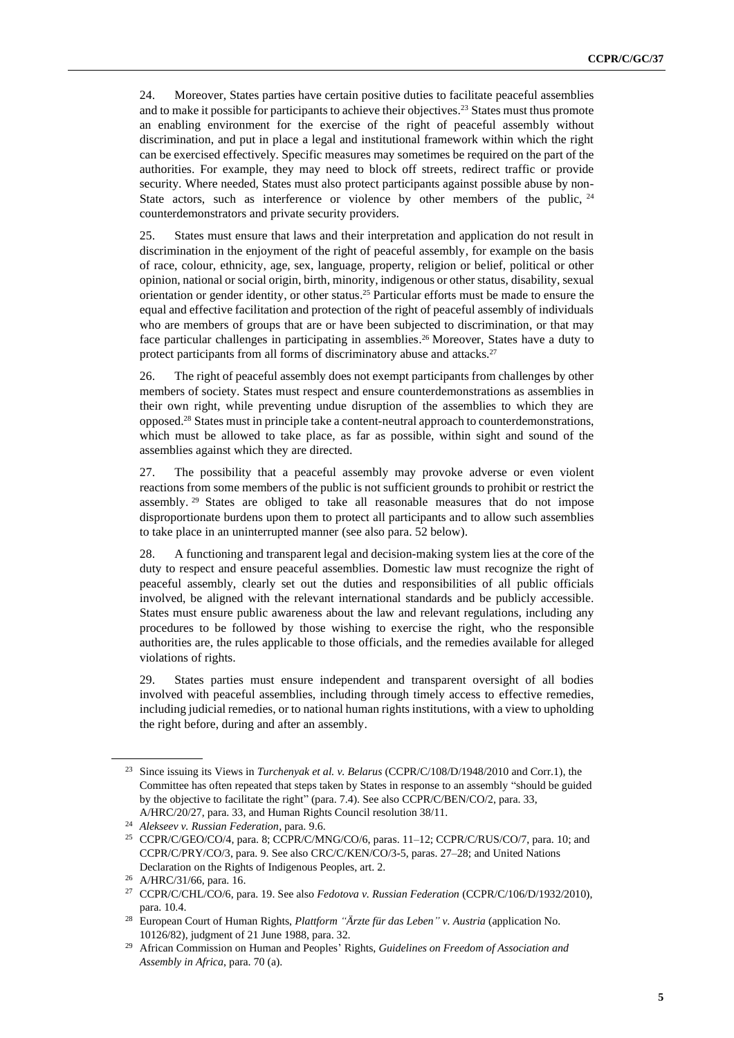24. Moreover, States parties have certain positive duties to facilitate peaceful assemblies and to make it possible for participants to achieve their objectives.[23] States must thus promote an enabling environment for the exercise of the right of peaceful assembly without discrimination, and put in place a legal and institutional framework within which the right can be exercised effectively. Specific measures may sometimes be required on the part of the authorities. For example, they may need to block off streets, redirect traffic or provide security. Where needed, States must also protect participants against possible abuse by non-State actors, such as interference or violence by other members of the public,[24] counterdemonstrators and private security providers.

25. States must ensure that laws and their interpretation and application do not result in discrimination in the enjoyment of the right of peaceful assembly, for example on the basis of race, colour, ethnicity, age, sex, language, property, religion or belief, political or other opinion, national or social origin, birth, minority, indigenous or other status, disability, sexual orientation or gender identity, or other status.[25] Particular efforts must be made to ensure the equal and effective facilitation and protection of the right of peaceful assembly of individuals who are members of groups that are or have been subjected to discrimination, or that may face particular challenges in participating in assemblies.[26] Moreover, States have a duty to protect participants from all forms of discriminatory abuse and attacks.[27]

26. The right of peaceful assembly does not exempt participants from challenges by other members of society. States must respect and ensure counterdemonstrations as assemblies in their own right, while preventing undue disruption of the assemblies to which they are opposed.[28] States must in principle take a content-neutral approach to counterdemonstrations, which must be allowed to take place, as far as possible, within sight and sound of the assemblies against which they are directed.

27. The possibility that a peaceful assembly may provoke adverse or even violent reactions from some members of the public is not sufficient grounds to prohibit or restrict the assembly.[29] States are obliged to take all reasonable measures that do not impose disproportionate burdens upon them to protect all participants and to allow such assemblies to take place in an uninterrupted manner (see also para. 52 below).

28. A functioning and transparent legal and decision-making system lies at the core of the duty to respect and ensure peaceful assemblies. Domestic law must recognize the right of peaceful assembly, clearly set out the duties and responsibilities of all public officials involved, be aligned with the relevant international standards and be publicly accessible. States must ensure public awareness about the law and relevant regulations, including any procedures to be followed by those wishing to exercise the right, who the responsible authorities are, the rules applicable to those officials, and the remedies available for alleged violations of rights.

29. States parties must ensure independent and transparent oversight of all bodies involved with peaceful assemblies, including through timely access to effective remedies, including judicial remedies, or to national human rights institutions, with a view to upholding the right before, during and after an assembly.

---

[23] Since issuing its Views in *Turchenyak et al. v. Belarus* (CCPR/C/108/D/1948/2010 and Corr.1), the Committee has often repeated that steps taken by States in response to an assembly "should be guided by the objective to facilitate the right" (para. 7.4). See also CCPR/C/BEN/CO/2, para. 33, A/HRC/20/27, para. 33, and Human Rights Council resolution 38/11.

[24] *Alekseev v. Russian Federation*, para. 9.6.

[25] CCPR/C/GEO/CO/4, para. 8; CCPR/C/MNG/CO/6, paras. 11–12; CCPR/C/RUS/CO/7, para. 10; and CCPR/C/PRY/CO/3, para. 9. See also CRC/C/KEN/CO/3-5, paras. 27–28; and United Nations Declaration on the Rights of Indigenous Peoples, art. 2.

[26] A/HRC/31/66, para. 16.

[27] CCPR/C/CHL/CO/6, para. 19. See also *Fedotova v. Russian Federation* (CCPR/C/106/D/1932/2010), para. 10.4.

[28] European Court of Human Rights, *Plattform "Ärzte für das Leben" v. Austria* (application No. 10126/82), judgment of 21 June 1988, para. 32.

[29] African Commission on Human and Peoples' Rights, *Guidelines on Freedom of Association and Assembly in Africa*, para. 70 (a).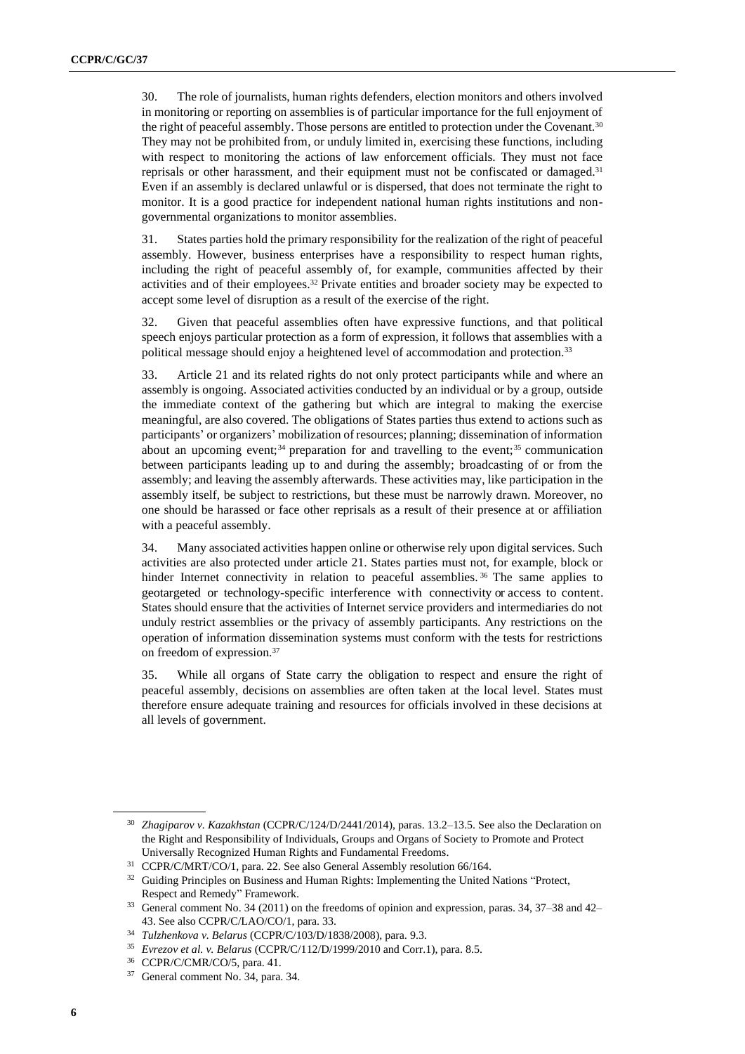30. The role of journalists, human rights defenders, election monitors and others involved in monitoring or reporting on assemblies is of particular importance for the full enjoyment of the right of peaceful assembly. Those persons are entitled to protection under the Covenant.[30] They may not be prohibited from, or unduly limited in, exercising these functions, including with respect to monitoring the actions of law enforcement officials. They must not face reprisals or other harassment, and their equipment must not be confiscated or damaged.[31] Even if an assembly is declared unlawful or is dispersed, that does not terminate the right to monitor. It is a good practice for independent national human rights institutions and non-governmental organizations to monitor assemblies.

31. States parties hold the primary responsibility for the realization of the right of peaceful assembly. However, business enterprises have a responsibility to respect human rights, including the right of peaceful assembly of, for example, communities affected by their activities and of their employees.[32] Private entities and broader society may be expected to accept some level of disruption as a result of the exercise of the right.

32. Given that peaceful assemblies often have expressive functions, and that political speech enjoys particular protection as a form of expression, it follows that assemblies with a political message should enjoy a heightened level of accommodation and protection.[33]

33. Article 21 and its related rights do not only protect participants while and where an assembly is ongoing. Associated activities conducted by an individual or by a group, outside the immediate context of the gathering but which are integral to making the exercise meaningful, are also covered. The obligations of States parties thus extend to actions such as participants' or organizers' mobilization of resources; planning; dissemination of information about an upcoming event;[34] preparation for and travelling to the event;[35] communication between participants leading up to and during the assembly; broadcasting of or from the assembly; and leaving the assembly afterwards. These activities may, like participation in the assembly itself, be subject to restrictions, but these must be narrowly drawn. Moreover, no one should be harassed or face other reprisals as a result of their presence at or affiliation with a peaceful assembly.

34. Many associated activities happen online or otherwise rely upon digital services. Such activities are also protected under article 21. States parties must not, for example, block or hinder Internet connectivity in relation to peaceful assemblies.[36] The same applies to geotargeted or technology-specific interference with connectivity or access to content. States should ensure that the activities of Internet service providers and intermediaries do not unduly restrict assemblies or the privacy of assembly participants. Any restrictions on the operation of information dissemination systems must conform with the tests for restrictions on freedom of expression.[37]

35. While all organs of State carry the obligation to respect and ensure the right of peaceful assembly, decisions on assemblies are often taken at the local level. States must therefore ensure adequate training and resources for officials involved in these decisions at all levels of government.

---

[30] *Zhagiparov v. Kazakhstan* (CCPR/C/124/D/2441/2014), paras. 13.2–13.5. See also the Declaration on the Right and Responsibility of Individuals, Groups and Organs of Society to Promote and Protect Universally Recognized Human Rights and Fundamental Freedoms.

[31] CCPR/C/MRT/CO/1, para. 22. See also General Assembly resolution 66/164.

[32] Guiding Principles on Business and Human Rights: Implementing the United Nations "Protect, Respect and Remedy" Framework.

[33] General comment No. 34 (2011) on the freedoms of opinion and expression, paras. 34, 37–38 and 42–43. See also CCPR/C/LAO/CO/1, para. 33.

[34] *Tulzhenkova v. Belarus* (CCPR/C/103/D/1838/2008), para. 9.3.

[35] *Evrezov et al. v. Belarus* (CCPR/C/112/D/1999/2010 and Corr.1), para. 8.5.

[36] CCPR/C/CMR/CO/5, para. 41.

[37] General comment No. 34, para. 34.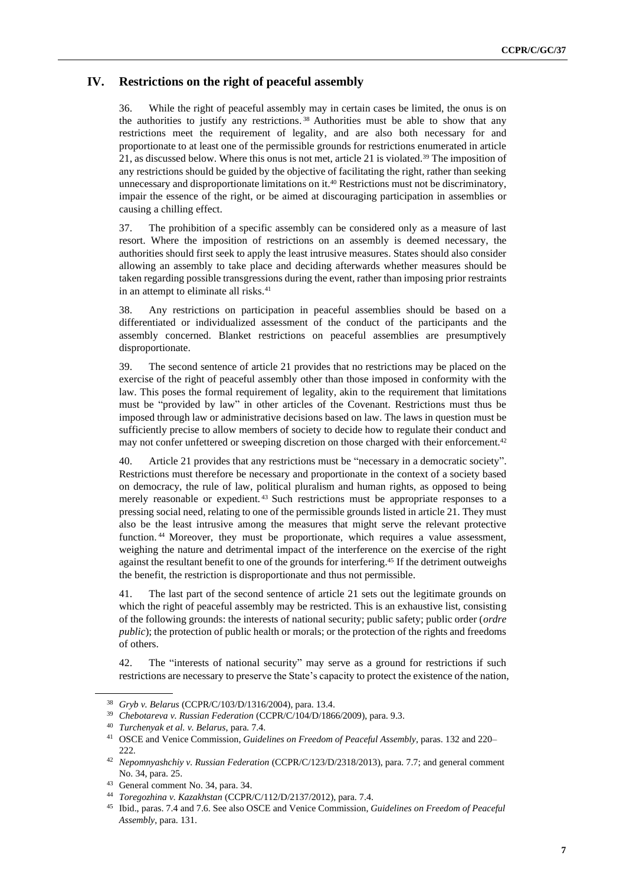## IV. Restrictions on the right of peaceful assembly

36. While the right of peaceful assembly may in certain cases be limited, the onus is on the authorities to justify any restrictions.[38] Authorities must be able to show that any restrictions meet the requirement of legality, and are also both necessary for and proportionate to at least one of the permissible grounds for restrictions enumerated in article 21, as discussed below. Where this onus is not met, article 21 is violated.[39] The imposition of any restrictions should be guided by the objective of facilitating the right, rather than seeking unnecessary and disproportionate limitations on it.[40] Restrictions must not be discriminatory, impair the essence of the right, or be aimed at discouraging participation in assemblies or causing a chilling effect.

37. The prohibition of a specific assembly can be considered only as a measure of last resort. Where the imposition of restrictions on an assembly is deemed necessary, the authorities should first seek to apply the least intrusive measures. States should also consider allowing an assembly to take place and deciding afterwards whether measures should be taken regarding possible transgressions during the event, rather than imposing prior restraints in an attempt to eliminate all risks.[41]

38. Any restrictions on participation in peaceful assemblies should be based on a differentiated or individualized assessment of the conduct of the participants and the assembly concerned. Blanket restrictions on peaceful assemblies are presumptively disproportionate.

39. The second sentence of article 21 provides that no restrictions may be placed on the exercise of the right of peaceful assembly other than those imposed in conformity with the law. This poses the formal requirement of legality, akin to the requirement that limitations must be "provided by law" in other articles of the Covenant. Restrictions must thus be imposed through law or administrative decisions based on law. The laws in question must be sufficiently precise to allow members of society to decide how to regulate their conduct and may not confer unfettered or sweeping discretion on those charged with their enforcement.[42]

40. Article 21 provides that any restrictions must be "necessary in a democratic society". Restrictions must therefore be necessary and proportionate in the context of a society based on democracy, the rule of law, political pluralism and human rights, as opposed to being merely reasonable or expedient.[43] Such restrictions must be appropriate responses to a pressing social need, relating to one of the permissible grounds listed in article 21. They must also be the least intrusive among the measures that might serve the relevant protective function.[44] Moreover, they must be proportionate, which requires a value assessment, weighing the nature and detrimental impact of the interference on the exercise of the right against the resultant benefit to one of the grounds for interfering.[45] If the detriment outweighs the benefit, the restriction is disproportionate and thus not permissible.

41. The last part of the second sentence of article 21 sets out the legitimate grounds on which the right of peaceful assembly may be restricted. This is an exhaustive list, consisting of the following grounds: the interests of national security; public safety; public order (*ordre public*); the protection of public health or morals; or the protection of the rights and freedoms of others.

42. The "interests of national security" may serve as a ground for restrictions if such restrictions are necessary to preserve the State's capacity to protect the existence of the nation,

---

[38] *Gryb v. Belarus* (CCPR/C/103/D/1316/2004), para. 13.4.

[39] *Chebotareva v. Russian Federation* (CCPR/C/104/D/1866/2009), para. 9.3.

[40] *Turchenyak et al. v. Belarus*, para. 7.4.

[41] OSCE and Venice Commission, *Guidelines on Freedom of Peaceful Assembly*, paras. 132 and 220–222.

[42] *Nepomnyashchiy v. Russian Federation* (CCPR/C/123/D/2318/2013), para. 7.7; and general comment No. 34, para. 25.

[43] General comment No. 34, para. 34.

[44] *Toregozhina v. Kazakhstan* (CCPR/C/112/D/2137/2012), para. 7.4.

[45] Ibid., paras. 7.4 and 7.6. See also OSCE and Venice Commission, *Guidelines on Freedom of Peaceful Assembly*, para. 131.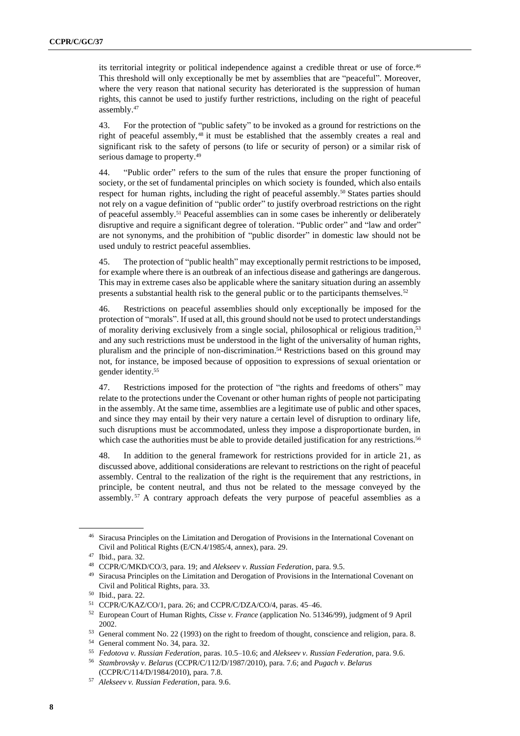its territorial integrity or political independence against a credible threat or use of force.[46] This threshold will only exceptionally be met by assemblies that are "peaceful". Moreover, where the very reason that national security has deteriorated is the suppression of human rights, this cannot be used to justify further restrictions, including on the right of peaceful assembly.[47]

43. For the protection of "public safety" to be invoked as a ground for restrictions on the right of peaceful assembly,[48] it must be established that the assembly creates a real and significant risk to the safety of persons (to life or security of person) or a similar risk of serious damage to property.[49]

44. "Public order" refers to the sum of the rules that ensure the proper functioning of society, or the set of fundamental principles on which society is founded, which also entails respect for human rights, including the right of peaceful assembly.[50] States parties should not rely on a vague definition of "public order" to justify overbroad restrictions on the right of peaceful assembly.[51] Peaceful assemblies can in some cases be inherently or deliberately disruptive and require a significant degree of toleration. "Public order" and "law and order" are not synonyms, and the prohibition of "public disorder" in domestic law should not be used unduly to restrict peaceful assemblies.

45. The protection of "public health" may exceptionally permit restrictions to be imposed, for example where there is an outbreak of an infectious disease and gatherings are dangerous. This may in extreme cases also be applicable where the sanitary situation during an assembly presents a substantial health risk to the general public or to the participants themselves.[52]

46. Restrictions on peaceful assemblies should only exceptionally be imposed for the protection of "morals". If used at all, this ground should not be used to protect understandings of morality deriving exclusively from a single social, philosophical or religious tradition,[53] and any such restrictions must be understood in the light of the universality of human rights, pluralism and the principle of non-discrimination.[54] Restrictions based on this ground may not, for instance, be imposed because of opposition to expressions of sexual orientation or gender identity.[55]

47. Restrictions imposed for the protection of "the rights and freedoms of others" may relate to the protections under the Covenant or other human rights of people not participating in the assembly. At the same time, assemblies are a legitimate use of public and other spaces, and since they may entail by their very nature a certain level of disruption to ordinary life, such disruptions must be accommodated, unless they impose a disproportionate burden, in which case the authorities must be able to provide detailed justification for any restrictions.[56]

48. In addition to the general framework for restrictions provided for in article 21, as discussed above, additional considerations are relevant to restrictions on the right of peaceful assembly. Central to the realization of the right is the requirement that any restrictions, in principle, be content neutral, and thus not be related to the message conveyed by the assembly.[57] A contrary approach defeats the very purpose of peaceful assemblies as a

---

[46] Siracusa Principles on the Limitation and Derogation of Provisions in the International Covenant on Civil and Political Rights (E/CN.4/1985/4, annex), para. 29.

[47] Ibid., para. 32.

[48] CCPR/C/MKD/CO/3, para. 19; and *Alekseev v. Russian Federation*, para. 9.5.

[49] Siracusa Principles on the Limitation and Derogation of Provisions in the International Covenant on Civil and Political Rights, para. 33.

[50] Ibid., para. 22.

[51] CCPR/C/KAZ/CO/1, para. 26; and CCPR/C/DZA/CO/4, paras. 45–46.

[52] European Court of Human Rights, *Cisse v. France* (application No. 51346/99), judgment of 9 April 2002.

[53] General comment No. 22 (1993) on the right to freedom of thought, conscience and religion, para. 8.

[54] General comment No. 34, para. 32.

[55] *Fedotova v. Russian Federation*, paras. 10.5–10.6; and *Alekseev v. Russian Federation*, para. 9.6.

[56] *Stambrovsky v. Belarus* (CCPR/C/112/D/1987/2010), para. 7.6; and *Pugach v. Belarus* (CCPR/C/114/D/1984/2010), para. 7.8.

[57] *Alekseev v. Russian Federation*, para. 9.6.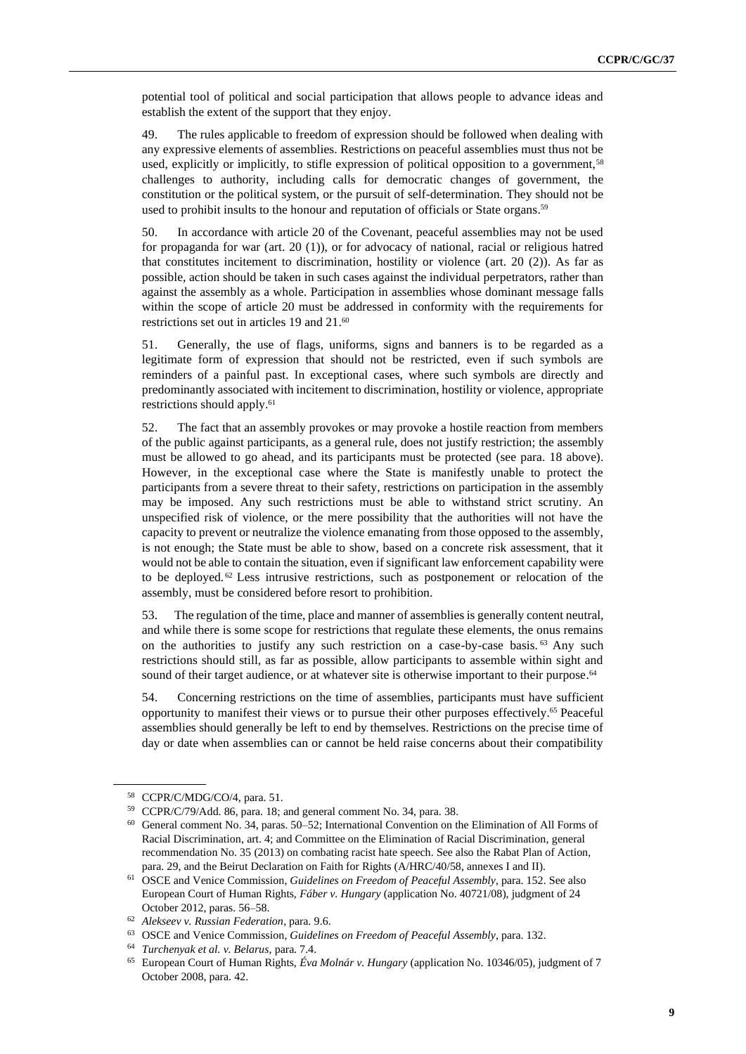potential tool of political and social participation that allows people to advance ideas and establish the extent of the support that they enjoy.

49. The rules applicable to freedom of expression should be followed when dealing with any expressive elements of assemblies. Restrictions on peaceful assemblies must thus not be used, explicitly or implicitly, to stifle expression of political opposition to a government,[58] challenges to authority, including calls for democratic changes of government, the constitution or the political system, or the pursuit of self-determination. They should not be used to prohibit insults to the honour and reputation of officials or State organs.[59]

50. In accordance with article 20 of the Covenant, peaceful assemblies may not be used for propaganda for war (art. 20 (1)), or for advocacy of national, racial or religious hatred that constitutes incitement to discrimination, hostility or violence (art. 20 (2)). As far as possible, action should be taken in such cases against the individual perpetrators, rather than against the assembly as a whole. Participation in assemblies whose dominant message falls within the scope of article 20 must be addressed in conformity with the requirements for restrictions set out in articles 19 and 21.[60]

51. Generally, the use of flags, uniforms, signs and banners is to be regarded as a legitimate form of expression that should not be restricted, even if such symbols are reminders of a painful past. In exceptional cases, where such symbols are directly and predominantly associated with incitement to discrimination, hostility or violence, appropriate restrictions should apply.[61]

52. The fact that an assembly provokes or may provoke a hostile reaction from members of the public against participants, as a general rule, does not justify restriction; the assembly must be allowed to go ahead, and its participants must be protected (see para. 18 above). However, in the exceptional case where the State is manifestly unable to protect the participants from a severe threat to their safety, restrictions on participation in the assembly may be imposed. Any such restrictions must be able to withstand strict scrutiny. An unspecified risk of violence, or the mere possibility that the authorities will not have the capacity to prevent or neutralize the violence emanating from those opposed to the assembly, is not enough; the State must be able to show, based on a concrete risk assessment, that it would not be able to contain the situation, even if significant law enforcement capability were to be deployed.[62] Less intrusive restrictions, such as postponement or relocation of the assembly, must be considered before resort to prohibition.

53. The regulation of the time, place and manner of assemblies is generally content neutral, and while there is some scope for restrictions that regulate these elements, the onus remains on the authorities to justify any such restriction on a case-by-case basis.[63] Any such restrictions should still, as far as possible, allow participants to assemble within sight and sound of their target audience, or at whatever site is otherwise important to their purpose.[64]

54. Concerning restrictions on the time of assemblies, participants must have sufficient opportunity to manifest their views or to pursue their other purposes effectively.[65] Peaceful assemblies should generally be left to end by themselves. Restrictions on the precise time of day or date when assemblies can or cannot be held raise concerns about their compatibility

---

[58] CCPR/C/MDG/CO/4, para. 51.

[59] CCPR/C/79/Add. 86, para. 18; and general comment No. 34, para. 38.

[60] General comment No. 34, paras. 50–52; International Convention on the Elimination of All Forms of Racial Discrimination, art. 4; and Committee on the Elimination of Racial Discrimination, general recommendation No. 35 (2013) on combating racist hate speech. See also the Rabat Plan of Action, para. 29, and the Beirut Declaration on Faith for Rights (A/HRC/40/58, annexes I and II).

[61] OSCE and Venice Commission, *Guidelines on Freedom of Peaceful Assembly*, para. 152. See also European Court of Human Rights, *Fáber v. Hungary* (application No. 40721/08), judgment of 24 October 2012, paras. 56–58.

[62] *Alekseev v. Russian Federation*, para. 9.6.

[63] OSCE and Venice Commission, *Guidelines on Freedom of Peaceful Assembly*, para. 132.

[64] *Turchenyak et al. v. Belarus*, para. 7.4.

[65] European Court of Human Rights, *Éva Molnár v. Hungary* (application No. 10346/05), judgment of 7 October 2008, para. 42.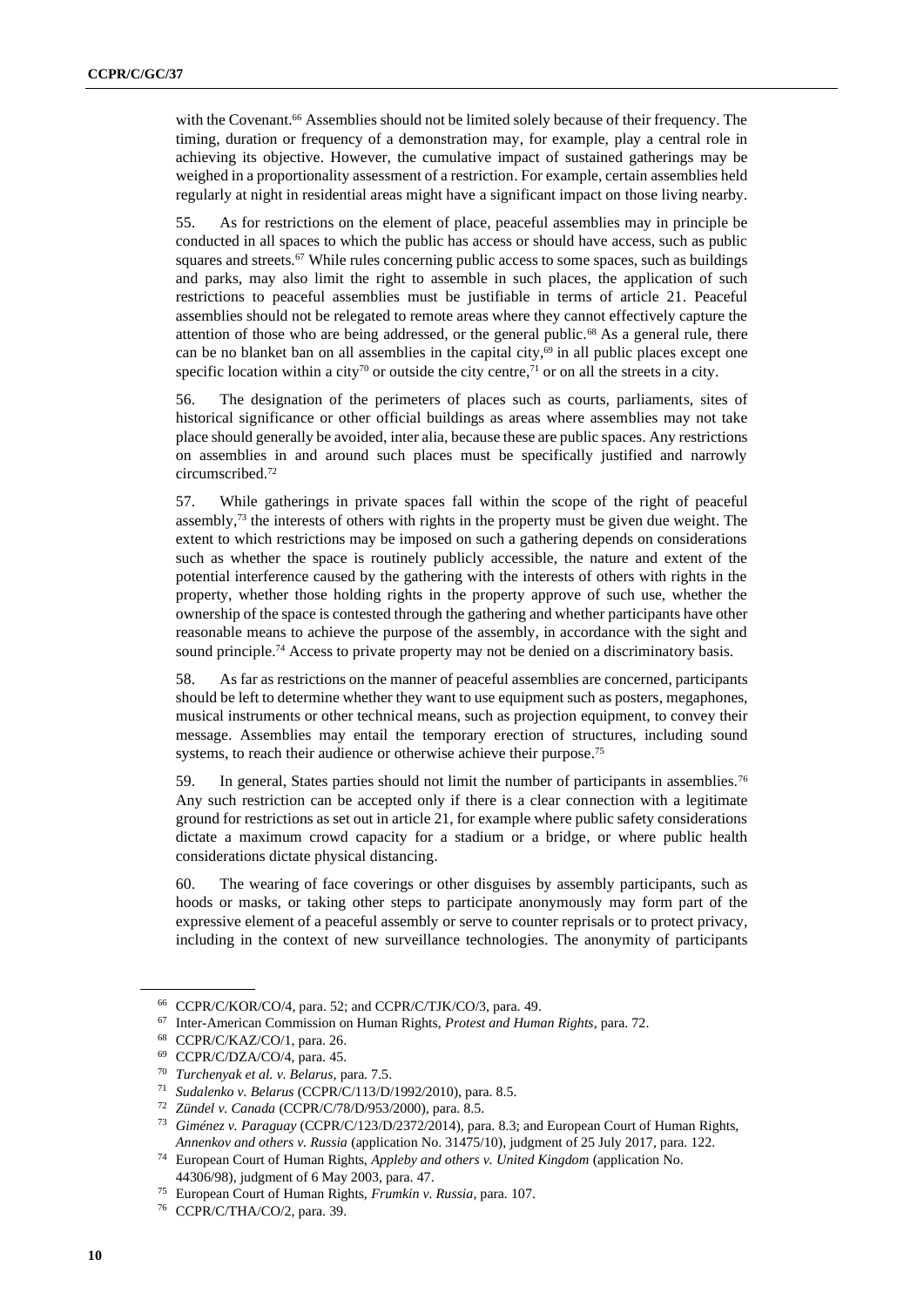with the Covenant.[66] Assemblies should not be limited solely because of their frequency. The timing, duration or frequency of a demonstration may, for example, play a central role in achieving its objective. However, the cumulative impact of sustained gatherings may be weighed in a proportionality assessment of a restriction. For example, certain assemblies held regularly at night in residential areas might have a significant impact on those living nearby.

55. As for restrictions on the element of place, peaceful assemblies may in principle be conducted in all spaces to which the public has access or should have access, such as public squares and streets.[67] While rules concerning public access to some spaces, such as buildings and parks, may also limit the right to assemble in such places, the application of such restrictions to peaceful assemblies must be justifiable in terms of article 21. Peaceful assemblies should not be relegated to remote areas where they cannot effectively capture the attention of those who are being addressed, or the general public.[68] As a general rule, there can be no blanket ban on all assemblies in the capital city,[69] in all public places except one specific location within a city[70] or outside the city centre,[71] or on all the streets in a city.

56. The designation of the perimeters of places such as courts, parliaments, sites of historical significance or other official buildings as areas where assemblies may not take place should generally be avoided, inter alia, because these are public spaces. Any restrictions on assemblies in and around such places must be specifically justified and narrowly circumscribed.[72]

57. While gatherings in private spaces fall within the scope of the right of peaceful assembly,[73] the interests of others with rights in the property must be given due weight. The extent to which restrictions may be imposed on such a gathering depends on considerations such as whether the space is routinely publicly accessible, the nature and extent of the potential interference caused by the gathering with the interests of others with rights in the property, whether those holding rights in the property approve of such use, whether the ownership of the space is contested through the gathering and whether participants have other reasonable means to achieve the purpose of the assembly, in accordance with the sight and sound principle.[74] Access to private property may not be denied on a discriminatory basis.

58. As far as restrictions on the manner of peaceful assemblies are concerned, participants should be left to determine whether they want to use equipment such as posters, megaphones, musical instruments or other technical means, such as projection equipment, to convey their message. Assemblies may entail the temporary erection of structures, including sound systems, to reach their audience or otherwise achieve their purpose.[75]

59. In general, States parties should not limit the number of participants in assemblies.[76] Any such restriction can be accepted only if there is a clear connection with a legitimate ground for restrictions as set out in article 21, for example where public safety considerations dictate a maximum crowd capacity for a stadium or a bridge, or where public health considerations dictate physical distancing.

60. The wearing of face coverings or other disguises by assembly participants, such as hoods or masks, or taking other steps to participate anonymously may form part of the expressive element of a peaceful assembly or serve to counter reprisals or to protect privacy, including in the context of new surveillance technologies. The anonymity of participants

---

[66] CCPR/C/KOR/CO/4, para. 52; and CCPR/C/TJK/CO/3, para. 49.

[67] Inter-American Commission on Human Rights, *Protest and Human Rights*, para. 72.

[68] CCPR/C/KAZ/CO/1, para. 26.

[69] CCPR/C/DZA/CO/4, para. 45.

[70] *Turchenyak et al. v. Belarus*, para. 7.5.

[71] *Sudalenko v. Belarus* (CCPR/C/113/D/1992/2010), para. 8.5.

[72] *Zündel v. Canada* (CCPR/C/78/D/953/2000), para. 8.5.

[73] *Giménez v. Paraguay* (CCPR/C/123/D/2372/2014), para. 8.3; and European Court of Human Rights, *Annenkov and others v. Russia* (application No. 31475/10), judgment of 25 July 2017, para. 122.

[74] European Court of Human Rights, *Appleby and others v. United Kingdom* (application No. 44306/98), judgment of 6 May 2003, para. 47.

[75] European Court of Human Rights, *Frumkin v. Russia*, para. 107.

[76] CCPR/C/THA/CO/2, para. 39.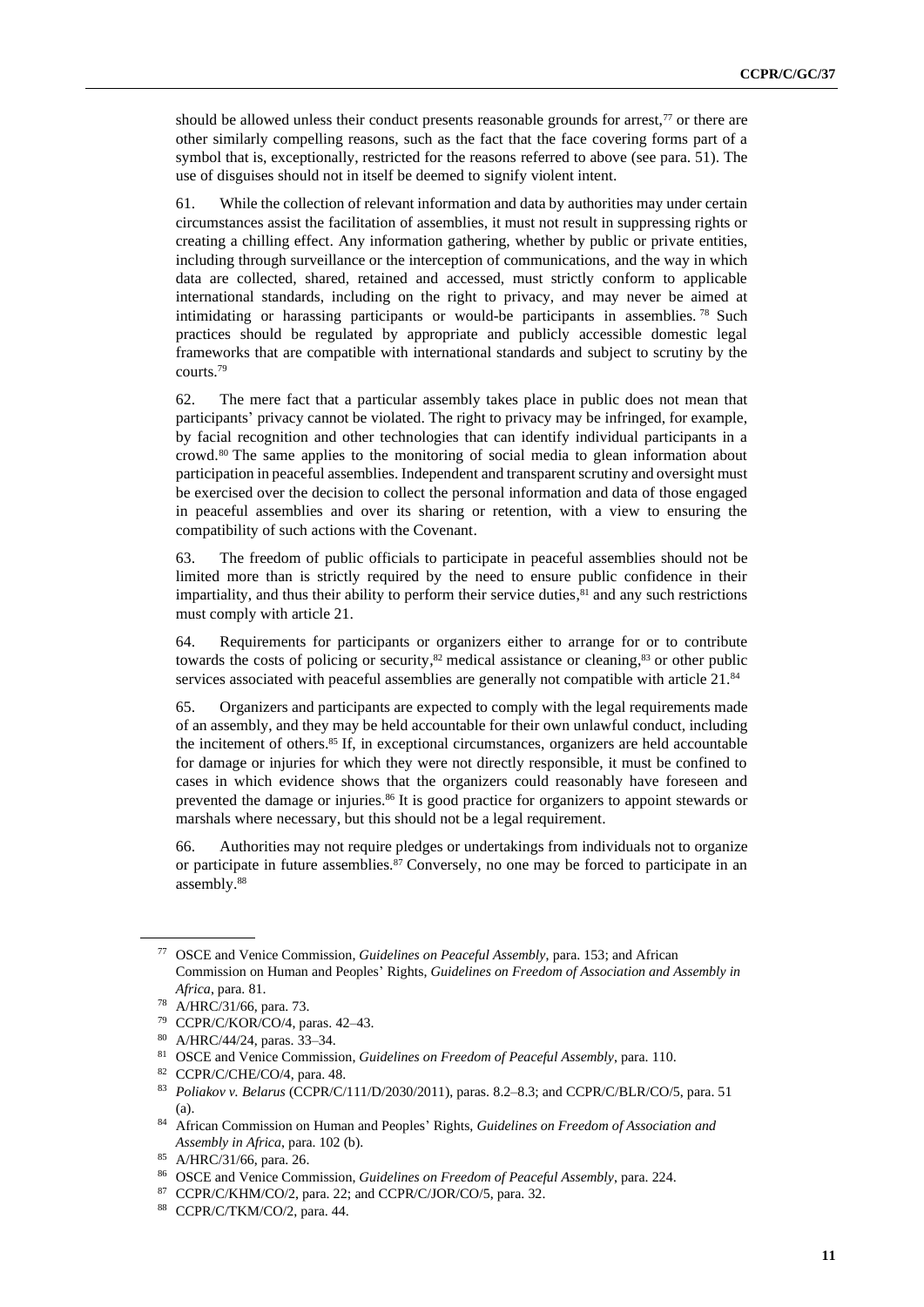should be allowed unless their conduct presents reasonable grounds for arrest,[77] or there are other similarly compelling reasons, such as the fact that the face covering forms part of a symbol that is, exceptionally, restricted for the reasons referred to above (see para. 51). The use of disguises should not in itself be deemed to signify violent intent.

61. While the collection of relevant information and data by authorities may under certain circumstances assist the facilitation of assemblies, it must not result in suppressing rights or creating a chilling effect. Any information gathering, whether by public or private entities, including through surveillance or the interception of communications, and the way in which data are collected, shared, retained and accessed, must strictly conform to applicable international standards, including on the right to privacy, and may never be aimed at intimidating or harassing participants or would-be participants in assemblies.[78] Such practices should be regulated by appropriate and publicly accessible domestic legal frameworks that are compatible with international standards and subject to scrutiny by the courts.[79]

62. The mere fact that a particular assembly takes place in public does not mean that participants' privacy cannot be violated. The right to privacy may be infringed, for example, by facial recognition and other technologies that can identify individual participants in a crowd.[80] The same applies to the monitoring of social media to glean information about participation in peaceful assemblies. Independent and transparent scrutiny and oversight must be exercised over the decision to collect the personal information and data of those engaged in peaceful assemblies and over its sharing or retention, with a view to ensuring the compatibility of such actions with the Covenant.

63. The freedom of public officials to participate in peaceful assemblies should not be limited more than is strictly required by the need to ensure public confidence in their impartiality, and thus their ability to perform their service duties,[81] and any such restrictions must comply with article 21.

64. Requirements for participants or organizers either to arrange for or to contribute towards the costs of policing or security,[82] medical assistance or cleaning,[83] or other public services associated with peaceful assemblies are generally not compatible with article 21.[84]

65. Organizers and participants are expected to comply with the legal requirements made of an assembly, and they may be held accountable for their own unlawful conduct, including the incitement of others.[85] If, in exceptional circumstances, organizers are held accountable for damage or injuries for which they were not directly responsible, it must be confined to cases in which evidence shows that the organizers could reasonably have foreseen and prevented the damage or injuries.[86] It is good practice for organizers to appoint stewards or marshals where necessary, but this should not be a legal requirement.

66. Authorities may not require pledges or undertakings from individuals not to organize or participate in future assemblies.[87] Conversely, no one may be forced to participate in an assembly.[88]

---

[77] OSCE and Venice Commission, *Guidelines on Peaceful Assembly*, para. 153; and African Commission on Human and Peoples' Rights, *Guidelines on Freedom of Association and Assembly in Africa*, para. 81.

[78] A/HRC/31/66, para. 73.

[79] CCPR/C/KOR/CO/4, paras. 42–43.

[80] A/HRC/44/24, paras. 33–34.

[81] OSCE and Venice Commission, *Guidelines on Freedom of Peaceful Assembly*, para. 110.

[82] CCPR/C/CHE/CO/4, para. 48.

[83] *Poliakov v. Belarus* (CCPR/C/111/D/2030/2011), paras. 8.2–8.3; and CCPR/C/BLR/CO/5, para. 51 (a).

[84] African Commission on Human and Peoples' Rights, *Guidelines on Freedom of Association and Assembly in Africa*, para. 102 (b).

[85] A/HRC/31/66, para. 26.

[86] OSCE and Venice Commission, *Guidelines on Freedom of Peaceful Assembly*, para. 224.

[87] CCPR/C/KHM/CO/2, para. 22; and CCPR/C/JOR/CO/5, para. 32.

[88] CCPR/C/TKM/CO/2, para. 44.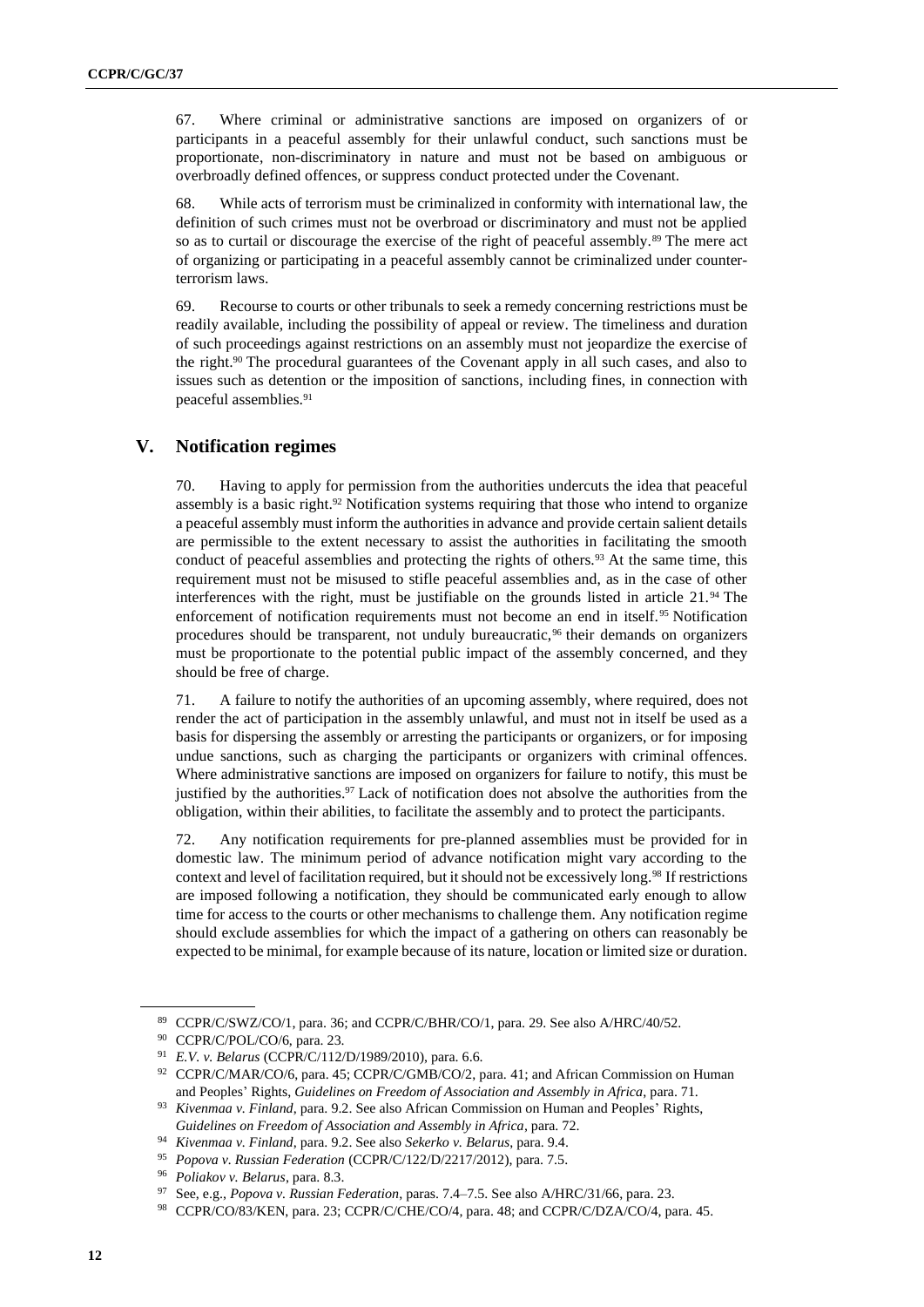67. Where criminal or administrative sanctions are imposed on organizers of or participants in a peaceful assembly for their unlawful conduct, such sanctions must be proportionate, non-discriminatory in nature and must not be based on ambiguous or overbroadly defined offences, or suppress conduct protected under the Covenant.

68. While acts of terrorism must be criminalized in conformity with international law, the definition of such crimes must not be overbroad or discriminatory and must not be applied so as to curtail or discourage the exercise of the right of peaceful assembly.[89] The mere act of organizing or participating in a peaceful assembly cannot be criminalized under counter-terrorism laws.

69. Recourse to courts or other tribunals to seek a remedy concerning restrictions must be readily available, including the possibility of appeal or review. The timeliness and duration of such proceedings against restrictions on an assembly must not jeopardize the exercise of the right.[90] The procedural guarantees of the Covenant apply in all such cases, and also to issues such as detention or the imposition of sanctions, including fines, in connection with peaceful assemblies.[91]

## V. Notification regimes

70. Having to apply for permission from the authorities undercuts the idea that peaceful assembly is a basic right.[92] Notification systems requiring that those who intend to organize a peaceful assembly must inform the authorities in advance and provide certain salient details are permissible to the extent necessary to assist the authorities in facilitating the smooth conduct of peaceful assemblies and protecting the rights of others.[93] At the same time, this requirement must not be misused to stifle peaceful assemblies and, as in the case of other interferences with the right, must be justifiable on the grounds listed in article 21.[94] The enforcement of notification requirements must not become an end in itself.[95] Notification procedures should be transparent, not unduly bureaucratic,[96] their demands on organizers must be proportionate to the potential public impact of the assembly concerned, and they should be free of charge.

71. A failure to notify the authorities of an upcoming assembly, where required, does not render the act of participation in the assembly unlawful, and must not in itself be used as a basis for dispersing the assembly or arresting the participants or organizers, or for imposing undue sanctions, such as charging the participants or organizers with criminal offences. Where administrative sanctions are imposed on organizers for failure to notify, this must be justified by the authorities.[97] Lack of notification does not absolve the authorities from the obligation, within their abilities, to facilitate the assembly and to protect the participants.

72. Any notification requirements for pre-planned assemblies must be provided for in domestic law. The minimum period of advance notification might vary according to the context and level of facilitation required, but it should not be excessively long.[98] If restrictions are imposed following a notification, they should be communicated early enough to allow time for access to the courts or other mechanisms to challenge them. Any notification regime should exclude assemblies for which the impact of a gathering on others can reasonably be expected to be minimal, for example because of its nature, location or limited size or duration.

---

[89] CCPR/C/SWZ/CO/1, para. 36; and CCPR/C/BHR/CO/1, para. 29. See also A/HRC/40/52.

[90] CCPR/C/POL/CO/6, para. 23.

[91] *E.V. v. Belarus* (CCPR/C/112/D/1989/2010), para. 6.6.

[92] CCPR/C/MAR/CO/6, para. 45; CCPR/C/GMB/CO/2, para. 41; and African Commission on Human and Peoples' Rights, *Guidelines on Freedom of Association and Assembly in Africa*, para. 71.

[93] *Kivenmaa v. Finland*, para. 9.2. See also African Commission on Human and Peoples' Rights, *Guidelines on Freedom of Association and Assembly in Africa*, para. 72.

[94] *Kivenmaa v. Finland*, para. 9.2. See also *Sekerko v. Belarus*, para. 9.4.

[95] *Popova v. Russian Federation* (CCPR/C/122/D/2217/2012), para. 7.5.

[96] *Poliakov v. Belarus*, para. 8.3.

[97] See, e.g., *Popova v. Russian Federation*, paras. 7.4–7.5. See also A/HRC/31/66, para. 23.

[98] CCPR/CO/83/KEN, para. 23; CCPR/C/CHE/CO/4, para. 48; and CCPR/C/DZA/CO/4, para. 45.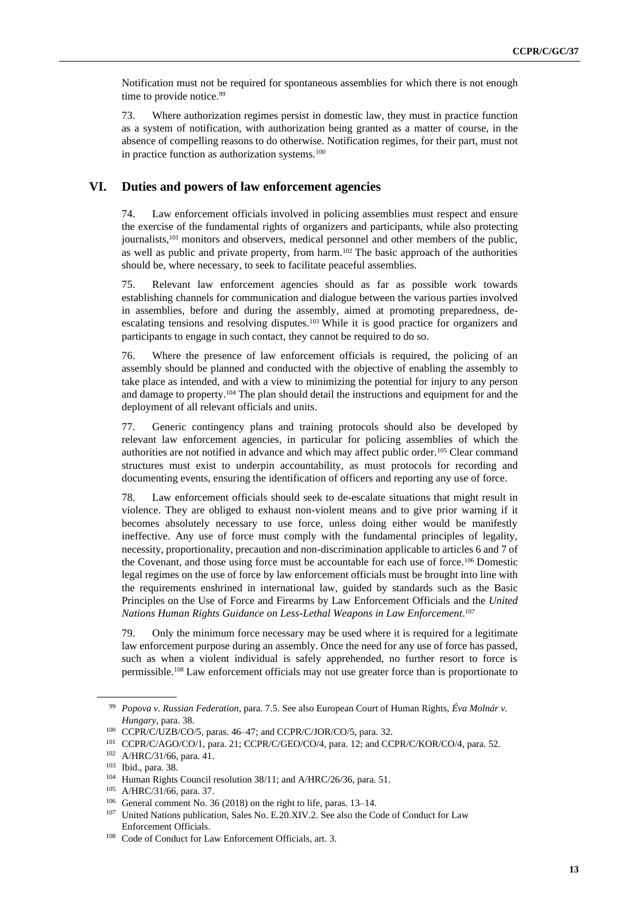Notification must not be required for spontaneous assemblies for which there is not enough time to provide notice.[99]

73. Where authorization regimes persist in domestic law, they must in practice function as a system of notification, with authorization being granted as a matter of course, in the absence of compelling reasons to do otherwise. Notification regimes, for their part, must not in practice function as authorization systems.[100]

## VI. Duties and powers of law enforcement agencies

74. Law enforcement officials involved in policing assemblies must respect and ensure the exercise of the fundamental rights of organizers and participants, while also protecting journalists,[101] monitors and observers, medical personnel and other members of the public, as well as public and private property, from harm.[102] The basic approach of the authorities should be, where necessary, to seek to facilitate peaceful assemblies.

75. Relevant law enforcement agencies should as far as possible work towards establishing channels for communication and dialogue between the various parties involved in assemblies, before and during the assembly, aimed at promoting preparedness, de-escalating tensions and resolving disputes.[103] While it is good practice for organizers and participants to engage in such contact, they cannot be required to do so.

76. Where the presence of law enforcement officials is required, the policing of an assembly should be planned and conducted with the objective of enabling the assembly to take place as intended, and with a view to minimizing the potential for injury to any person and damage to property.[104] The plan should detail the instructions and equipment for and the deployment of all relevant officials and units.

77. Generic contingency plans and training protocols should also be developed by relevant law enforcement agencies, in particular for policing assemblies of which the authorities are not notified in advance and which may affect public order.[105] Clear command structures must exist to underpin accountability, as must protocols for recording and documenting events, ensuring the identification of officers and reporting any use of force.

78. Law enforcement officials should seek to de-escalate situations that might result in violence. They are obliged to exhaust non-violent means and to give prior warning if it becomes absolutely necessary to use force, unless doing either would be manifestly ineffective. Any use of force must comply with the fundamental principles of legality, necessity, proportionality, precaution and non-discrimination applicable to articles 6 and 7 of the Covenant, and those using force must be accountable for each use of force.[106] Domestic legal regimes on the use of force by law enforcement officials must be brought into line with the requirements enshrined in international law, guided by standards such as the Basic Principles on the Use of Force and Firearms by Law Enforcement Officials and the *United Nations Human Rights Guidance on Less-Lethal Weapons in Law Enforcement*.[107]

79. Only the minimum force necessary may be used where it is required for a legitimate law enforcement purpose during an assembly. Once the need for any use of force has passed, such as when a violent individual is safely apprehended, no further resort to force is permissible.[108] Law enforcement officials may not use greater force than is proportionate to

---

[99] *Popova v. Russian Federation*, para. 7.5. See also European Court of Human Rights, *Éva Molnár v. Hungary*, para. 38.

[100] CCPR/C/UZB/CO/5, paras. 46–47; and CCPR/C/JOR/CO/5, para. 32.

[101] CCPR/C/AGO/CO/1, para. 21; CCPR/C/GEO/CO/4, para. 12; and CCPR/C/KOR/CO/4, para. 52.

[102] A/HRC/31/66, para. 41.

[103] Ibid., para. 38.

[104] Human Rights Council resolution 38/11; and A/HRC/26/36, para. 51.

[105] A/HRC/31/66, para. 37.

[106] General comment No. 36 (2018) on the right to life, paras. 13–14.

[107] United Nations publication, Sales No. E.20.XIV.2. See also the Code of Conduct for Law Enforcement Officials.

[108] Code of Conduct for Law Enforcement Officials, art. 3.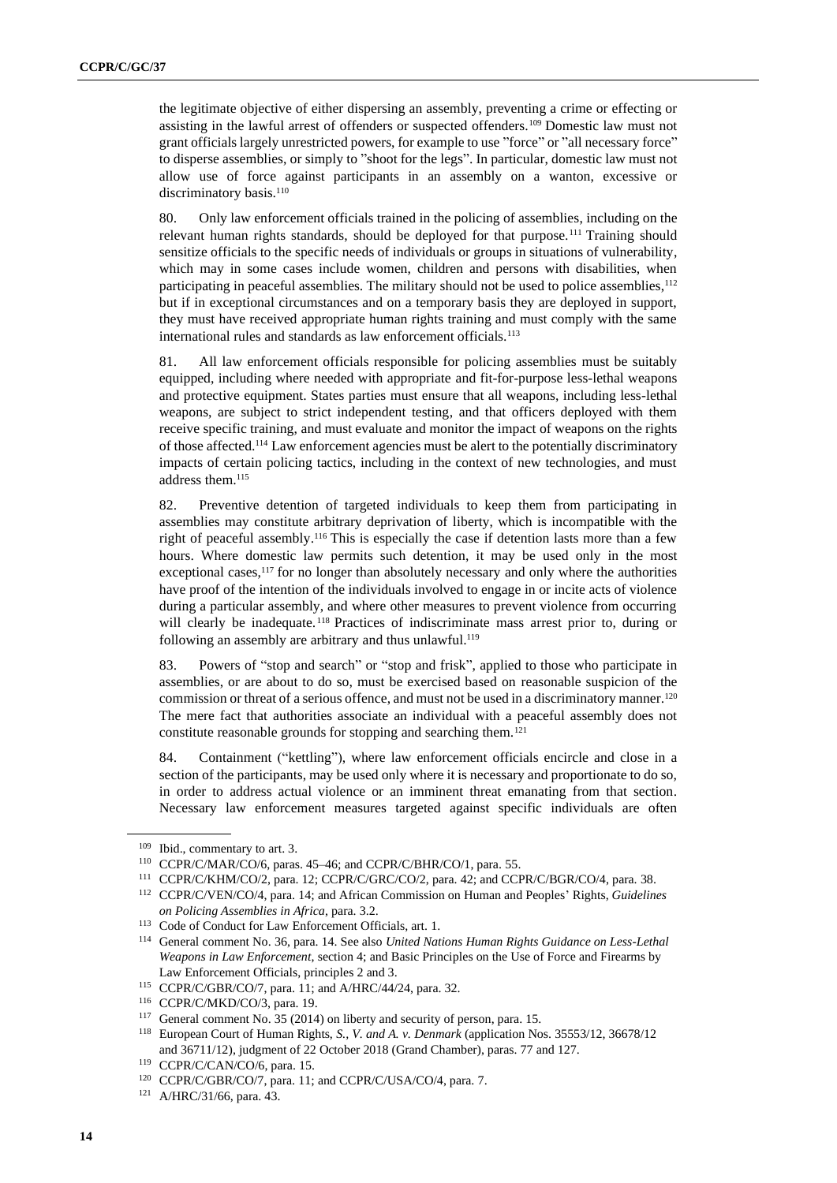the legitimate objective of either dispersing an assembly, preventing a crime or effecting or assisting in the lawful arrest of offenders or suspected offenders.[109] Domestic law must not grant officials largely unrestricted powers, for example to use "force" or "all necessary force" to disperse assemblies, or simply to "shoot for the legs". In particular, domestic law must not allow use of force against participants in an assembly on a wanton, excessive or discriminatory basis.[110]

80. Only law enforcement officials trained in the policing of assemblies, including on the relevant human rights standards, should be deployed for that purpose.[111] Training should sensitize officials to the specific needs of individuals or groups in situations of vulnerability, which may in some cases include women, children and persons with disabilities, when participating in peaceful assemblies. The military should not be used to police assemblies,[112] but if in exceptional circumstances and on a temporary basis they are deployed in support, they must have received appropriate human rights training and must comply with the same international rules and standards as law enforcement officials.[113]

81. All law enforcement officials responsible for policing assemblies must be suitably equipped, including where needed with appropriate and fit-for-purpose less-lethal weapons and protective equipment. States parties must ensure that all weapons, including less-lethal weapons, are subject to strict independent testing, and that officers deployed with them receive specific training, and must evaluate and monitor the impact of weapons on the rights of those affected.[114] Law enforcement agencies must be alert to the potentially discriminatory impacts of certain policing tactics, including in the context of new technologies, and must address them.[115]

82. Preventive detention of targeted individuals to keep them from participating in assemblies may constitute arbitrary deprivation of liberty, which is incompatible with the right of peaceful assembly.[116] This is especially the case if detention lasts more than a few hours. Where domestic law permits such detention, it may be used only in the most exceptional cases,[117] for no longer than absolutely necessary and only where the authorities have proof of the intention of the individuals involved to engage in or incite acts of violence during a particular assembly, and where other measures to prevent violence from occurring will clearly be inadequate.[118] Practices of indiscriminate mass arrest prior to, during or following an assembly are arbitrary and thus unlawful.[119]

83. Powers of "stop and search" or "stop and frisk", applied to those who participate in assemblies, or are about to do so, must be exercised based on reasonable suspicion of the commission or threat of a serious offence, and must not be used in a discriminatory manner.[120] The mere fact that authorities associate an individual with a peaceful assembly does not constitute reasonable grounds for stopping and searching them.[121]

84. Containment ("kettling"), where law enforcement officials encircle and close in a section of the participants, may be used only where it is necessary and proportionate to do so, in order to address actual violence or an imminent threat emanating from that section. Necessary law enforcement measures targeted against specific individuals are often

---

[109] Ibid., commentary to art. 3.

[110] CCPR/C/MAR/CO/6, paras. 45–46; and CCPR/C/BHR/CO/1, para. 55.

[111] CCPR/C/KHM/CO/2, para. 12; CCPR/C/GRC/CO/2, para. 42; and CCPR/C/BGR/CO/4, para. 38.

[112] CCPR/C/VEN/CO/4, para. 14; and African Commission on Human and Peoples' Rights, *Guidelines on Policing Assemblies in Africa*, para. 3.2.

[113] Code of Conduct for Law Enforcement Officials, art. 1.

[114] General comment No. 36, para. 14. See also *United Nations Human Rights Guidance on Less-Lethal Weapons in Law Enforcement*, section 4; and Basic Principles on the Use of Force and Firearms by Law Enforcement Officials, principles 2 and 3.

[115] CCPR/C/GBR/CO/7, para. 11; and A/HRC/44/24, para. 32.

[116] CCPR/C/MKD/CO/3, para. 19.

[117] General comment No. 35 (2014) on liberty and security of person, para. 15.

[118] European Court of Human Rights, *S., V. and A. v. Denmark* (application Nos. 35553/12, 36678/12 and 36711/12), judgment of 22 October 2018 (Grand Chamber), paras. 77 and 127.

[119] CCPR/C/CAN/CO/6, para. 15.

[120] CCPR/C/GBR/CO/7, para. 11; and CCPR/C/USA/CO/4, para. 7.

[121] A/HRC/31/66, para. 43.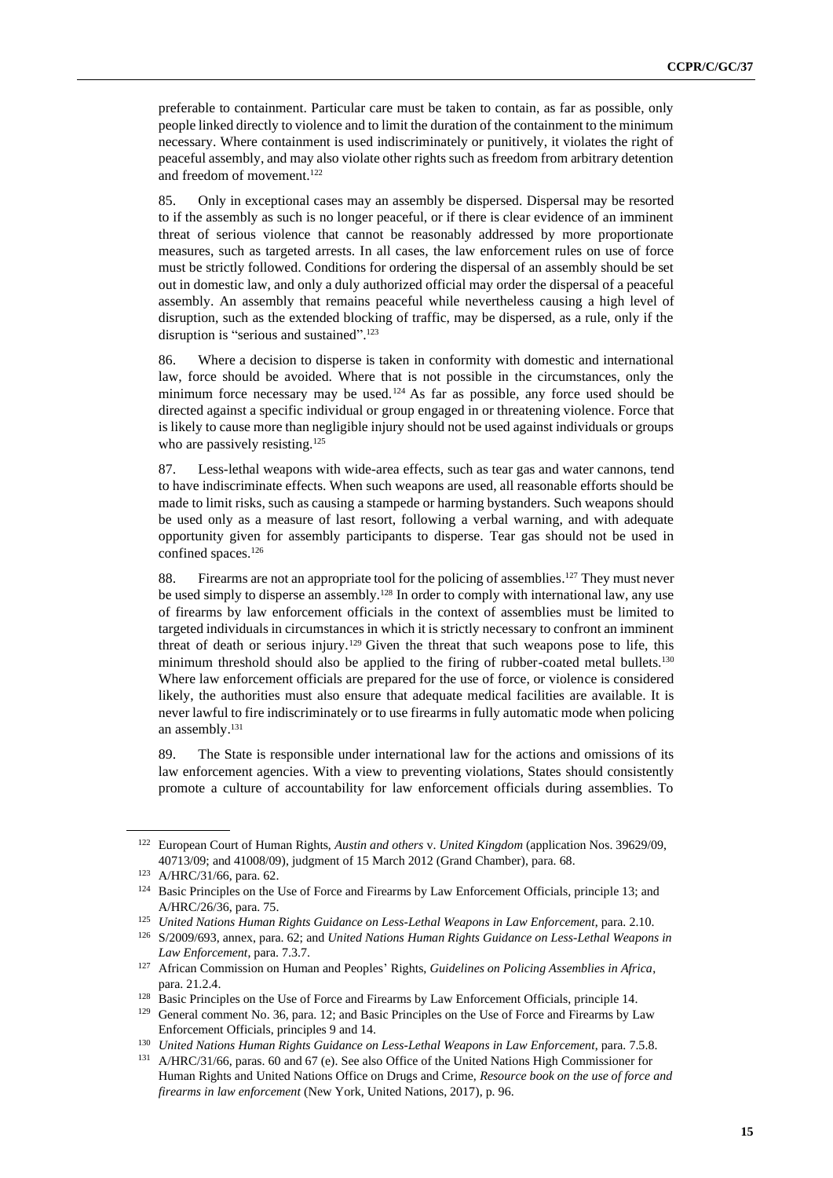preferable to containment. Particular care must be taken to contain, as far as possible, only people linked directly to violence and to limit the duration of the containment to the minimum necessary. Where containment is used indiscriminately or punitively, it violates the right of peaceful assembly, and may also violate other rights such as freedom from arbitrary detention and freedom of movement.[122]

85. Only in exceptional cases may an assembly be dispersed. Dispersal may be resorted to if the assembly as such is no longer peaceful, or if there is clear evidence of an imminent threat of serious violence that cannot be reasonably addressed by more proportionate measures, such as targeted arrests. In all cases, the law enforcement rules on use of force must be strictly followed. Conditions for ordering the dispersal of an assembly should be set out in domestic law, and only a duly authorized official may order the dispersal of a peaceful assembly. An assembly that remains peaceful while nevertheless causing a high level of disruption, such as the extended blocking of traffic, may be dispersed, as a rule, only if the disruption is "serious and sustained".[123]

86. Where a decision to disperse is taken in conformity with domestic and international law, force should be avoided. Where that is not possible in the circumstances, only the minimum force necessary may be used.[124] As far as possible, any force used should be directed against a specific individual or group engaged in or threatening violence. Force that is likely to cause more than negligible injury should not be used against individuals or groups who are passively resisting.[125]

87. Less-lethal weapons with wide-area effects, such as tear gas and water cannons, tend to have indiscriminate effects. When such weapons are used, all reasonable efforts should be made to limit risks, such as causing a stampede or harming bystanders. Such weapons should be used only as a measure of last resort, following a verbal warning, and with adequate opportunity given for assembly participants to disperse. Tear gas should not be used in confined spaces.[126]

88. Firearms are not an appropriate tool for the policing of assemblies.[127] They must never be used simply to disperse an assembly.[128] In order to comply with international law, any use of firearms by law enforcement officials in the context of assemblies must be limited to targeted individuals in circumstances in which it is strictly necessary to confront an imminent threat of death or serious injury.[129] Given the threat that such weapons pose to life, this minimum threshold should also be applied to the firing of rubber-coated metal bullets.[130] Where law enforcement officials are prepared for the use of force, or violence is considered likely, the authorities must also ensure that adequate medical facilities are available. It is never lawful to fire indiscriminately or to use firearms in fully automatic mode when policing an assembly.[131]

89. The State is responsible under international law for the actions and omissions of its law enforcement agencies. With a view to preventing violations, States should consistently promote a culture of accountability for law enforcement officials during assemblies. To

---

[122] European Court of Human Rights, *Austin and others* v. *United Kingdom* (application Nos. 39629/09, 40713/09; and 41008/09), judgment of 15 March 2012 (Grand Chamber), para. 68.

[123] A/HRC/31/66, para. 62.

[124] Basic Principles on the Use of Force and Firearms by Law Enforcement Officials, principle 13; and A/HRC/26/36, para. 75.

[125] *United Nations Human Rights Guidance on Less-Lethal Weapons in Law Enforcement*, para. 2.10.

[126] S/2009/693, annex, para. 62; and *United Nations Human Rights Guidance on Less-Lethal Weapons in Law Enforcement*, para. 7.3.7.

[127] African Commission on Human and Peoples' Rights, *Guidelines on Policing Assemblies in Africa*, para. 21.2.4.

[128] Basic Principles on the Use of Force and Firearms by Law Enforcement Officials, principle 14.

[129] General comment No. 36, para. 12; and Basic Principles on the Use of Force and Firearms by Law Enforcement Officials, principles 9 and 14.

[130] *United Nations Human Rights Guidance on Less-Lethal Weapons in Law Enforcement*, para. 7.5.8.

[131] A/HRC/31/66, paras. 60 and 67 (e). See also Office of the United Nations High Commissioner for Human Rights and United Nations Office on Drugs and Crime, *Resource book on the use of force and firearms in law enforcement* (New York, United Nations, 2017), p. 96.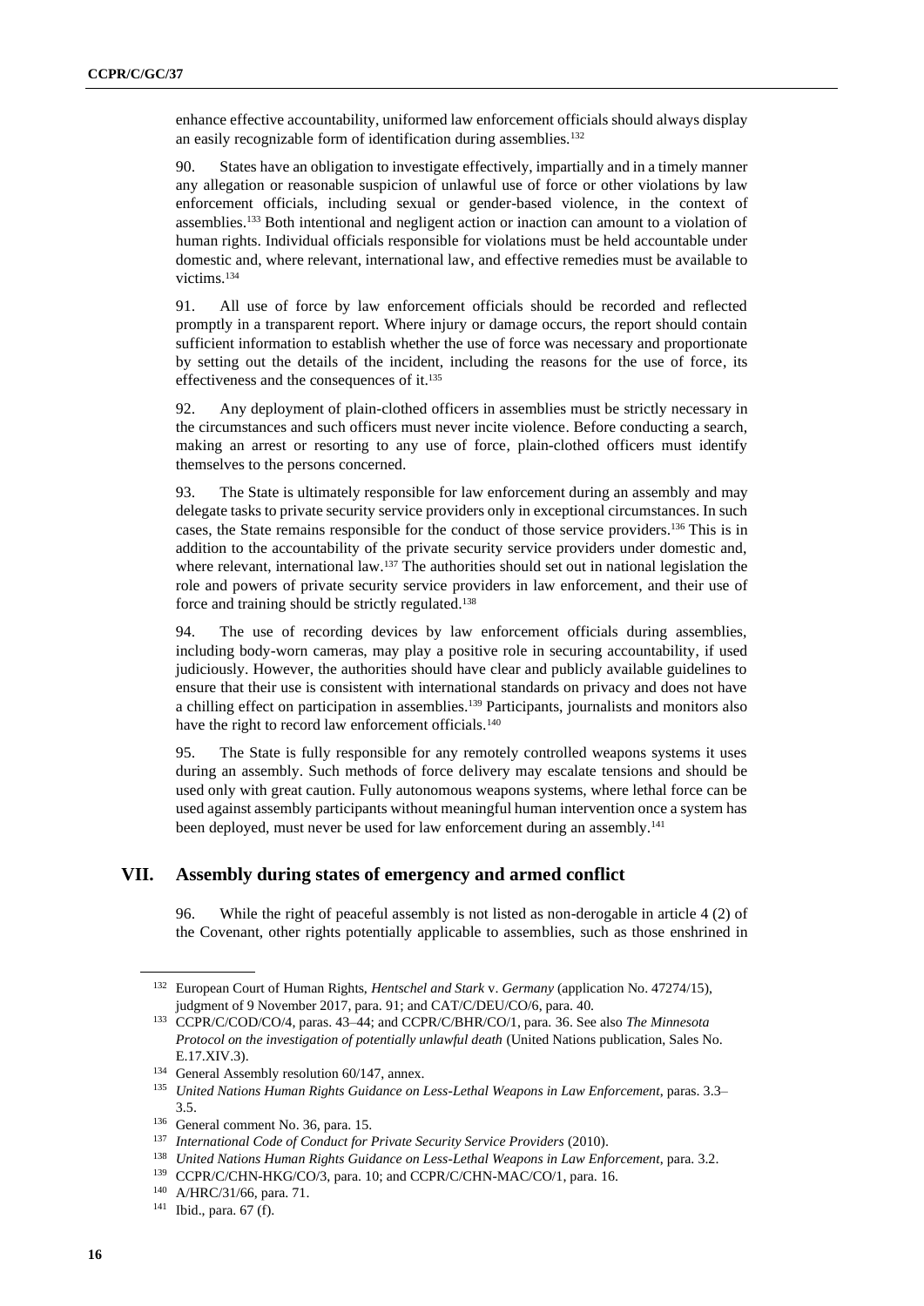enhance effective accountability, uniformed law enforcement officials should always display an easily recognizable form of identification during assemblies.[132]

90. States have an obligation to investigate effectively, impartially and in a timely manner any allegation or reasonable suspicion of unlawful use of force or other violations by law enforcement officials, including sexual or gender-based violence, in the context of assemblies.[133] Both intentional and negligent action or inaction can amount to a violation of human rights. Individual officials responsible for violations must be held accountable under domestic and, where relevant, international law, and effective remedies must be available to victims.[134]

91. All use of force by law enforcement officials should be recorded and reflected promptly in a transparent report. Where injury or damage occurs, the report should contain sufficient information to establish whether the use of force was necessary and proportionate by setting out the details of the incident, including the reasons for the use of force, its effectiveness and the consequences of it.[135]

92. Any deployment of plain-clothed officers in assemblies must be strictly necessary in the circumstances and such officers must never incite violence. Before conducting a search, making an arrest or resorting to any use of force, plain-clothed officers must identify themselves to the persons concerned.

93. The State is ultimately responsible for law enforcement during an assembly and may delegate tasks to private security service providers only in exceptional circumstances. In such cases, the State remains responsible for the conduct of those service providers.[136] This is in addition to the accountability of the private security service providers under domestic and, where relevant, international law.[137] The authorities should set out in national legislation the role and powers of private security service providers in law enforcement, and their use of force and training should be strictly regulated.[138]

94. The use of recording devices by law enforcement officials during assemblies, including body-worn cameras, may play a positive role in securing accountability, if used judiciously. However, the authorities should have clear and publicly available guidelines to ensure that their use is consistent with international standards on privacy and does not have a chilling effect on participation in assemblies.[139] Participants, journalists and monitors also have the right to record law enforcement officials.[140]

95. The State is fully responsible for any remotely controlled weapons systems it uses during an assembly. Such methods of force delivery may escalate tensions and should be used only with great caution. Fully autonomous weapons systems, where lethal force can be used against assembly participants without meaningful human intervention once a system has been deployed, must never be used for law enforcement during an assembly.[141]

## VII. Assembly during states of emergency and armed conflict

96. While the right of peaceful assembly is not listed as non-derogable in article 4 (2) of the Covenant, other rights potentially applicable to assemblies, such as those enshrined in

---

[132] European Court of Human Rights, *Hentschel and Stark* v. *Germany* (application No. 47274/15), judgment of 9 November 2017, para. 91; and CAT/C/DEU/CO/6, para. 40.

[133] CCPR/C/COD/CO/4, paras. 43–44; and CCPR/C/BHR/CO/1, para. 36. See also *The Minnesota Protocol on the investigation of potentially unlawful death* (United Nations publication, Sales No. E.17.XIV.3).

[134] General Assembly resolution 60/147, annex.

[135] *United Nations Human Rights Guidance on Less-Lethal Weapons in Law Enforcement*, paras. 3.3–3.5.

[136] General comment No. 36, para. 15.

[137] *International Code of Conduct for Private Security Service Providers* (2010).

[138] *United Nations Human Rights Guidance on Less-Lethal Weapons in Law Enforcement*, para. 3.2.

[139] CCPR/C/CHN-HKG/CO/3, para. 10; and CCPR/C/CHN-MAC/CO/1, para. 16.

[140] A/HRC/31/66, para. 71.

[141] Ibid., para. 67 (f).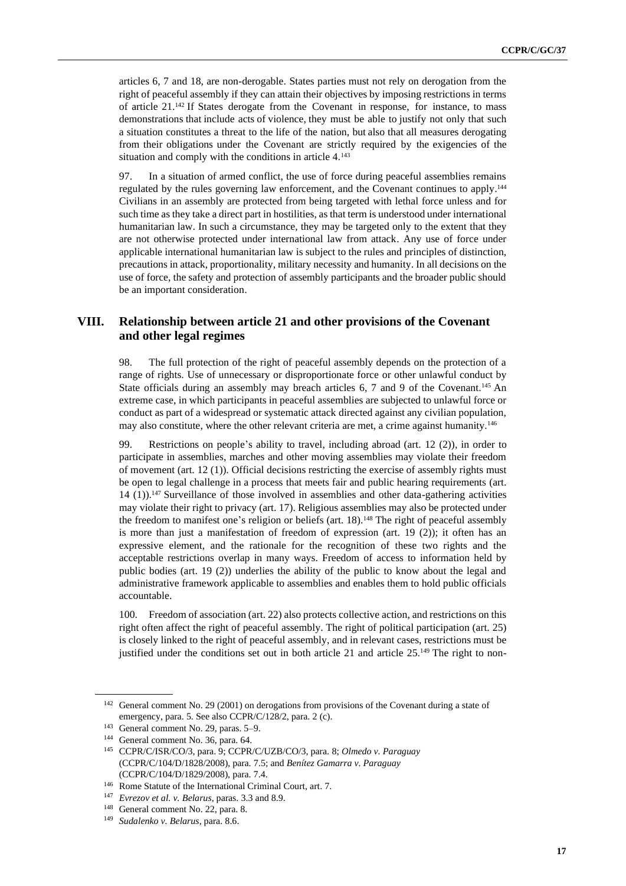articles 6, 7 and 18, are non-derogable. States parties must not rely on derogation from the right of peaceful assembly if they can attain their objectives by imposing restrictions in terms of article 21.[142] If States derogate from the Covenant in response, for instance, to mass demonstrations that include acts of violence, they must be able to justify not only that such a situation constitutes a threat to the life of the nation, but also that all measures derogating from their obligations under the Covenant are strictly required by the exigencies of the situation and comply with the conditions in article 4.[143]

97. In a situation of armed conflict, the use of force during peaceful assemblies remains regulated by the rules governing law enforcement, and the Covenant continues to apply.[144] Civilians in an assembly are protected from being targeted with lethal force unless and for such time as they take a direct part in hostilities, as that term is understood under international humanitarian law. In such a circumstance, they may be targeted only to the extent that they are not otherwise protected under international law from attack. Any use of force under applicable international humanitarian law is subject to the rules and principles of distinction, precautions in attack, proportionality, military necessity and humanity. In all decisions on the use of force, the safety and protection of assembly participants and the broader public should be an important consideration.

## VIII. Relationship between article 21 and other provisions of the Covenant and other legal regimes

98. The full protection of the right of peaceful assembly depends on the protection of a range of rights. Use of unnecessary or disproportionate force or other unlawful conduct by State officials during an assembly may breach articles 6, 7 and 9 of the Covenant.[145] An extreme case, in which participants in peaceful assemblies are subjected to unlawful force or conduct as part of a widespread or systematic attack directed against any civilian population, may also constitute, where the other relevant criteria are met, a crime against humanity.[146]

99. Restrictions on people's ability to travel, including abroad (art. 12 (2)), in order to participate in assemblies, marches and other moving assemblies may violate their freedom of movement (art. 12 (1)). Official decisions restricting the exercise of assembly rights must be open to legal challenge in a process that meets fair and public hearing requirements (art. 14 (1)).[147] Surveillance of those involved in assemblies and other data-gathering activities may violate their right to privacy (art. 17). Religious assemblies may also be protected under the freedom to manifest one's religion or beliefs (art. 18).[148] The right of peaceful assembly is more than just a manifestation of freedom of expression (art. 19 (2)); it often has an expressive element, and the rationale for the recognition of these two rights and the acceptable restrictions overlap in many ways. Freedom of access to information held by public bodies (art. 19 (2)) underlies the ability of the public to know about the legal and administrative framework applicable to assemblies and enables them to hold public officials accountable.

100. Freedom of association (art. 22) also protects collective action, and restrictions on this right often affect the right of peaceful assembly. The right of political participation (art. 25) is closely linked to the right of peaceful assembly, and in relevant cases, restrictions must be justified under the conditions set out in both article 21 and article 25.[149] The right to non-

---

[142] General comment No. 29 (2001) on derogations from provisions of the Covenant during a state of emergency, para. 5. See also CCPR/C/128/2, para. 2 (c).

[143] General comment No. 29, paras. 5–9.

[144] General comment No. 36, para. 64.

[145] CCPR/C/ISR/CO/3, para. 9; CCPR/C/UZB/CO/3, para. 8; *Olmedo v. Paraguay* (CCPR/C/104/D/1828/2008), para. 7.5; and *Benítez Gamarra v. Paraguay* (CCPR/C/104/D/1829/2008), para. 7.4.

[146] Rome Statute of the International Criminal Court, art. 7.

[147] *Evrezov et al. v. Belarus*, paras. 3.3 and 8.9.

[148] General comment No. 22, para. 8.

[149] *Sudalenko v. Belarus*, para. 8.6.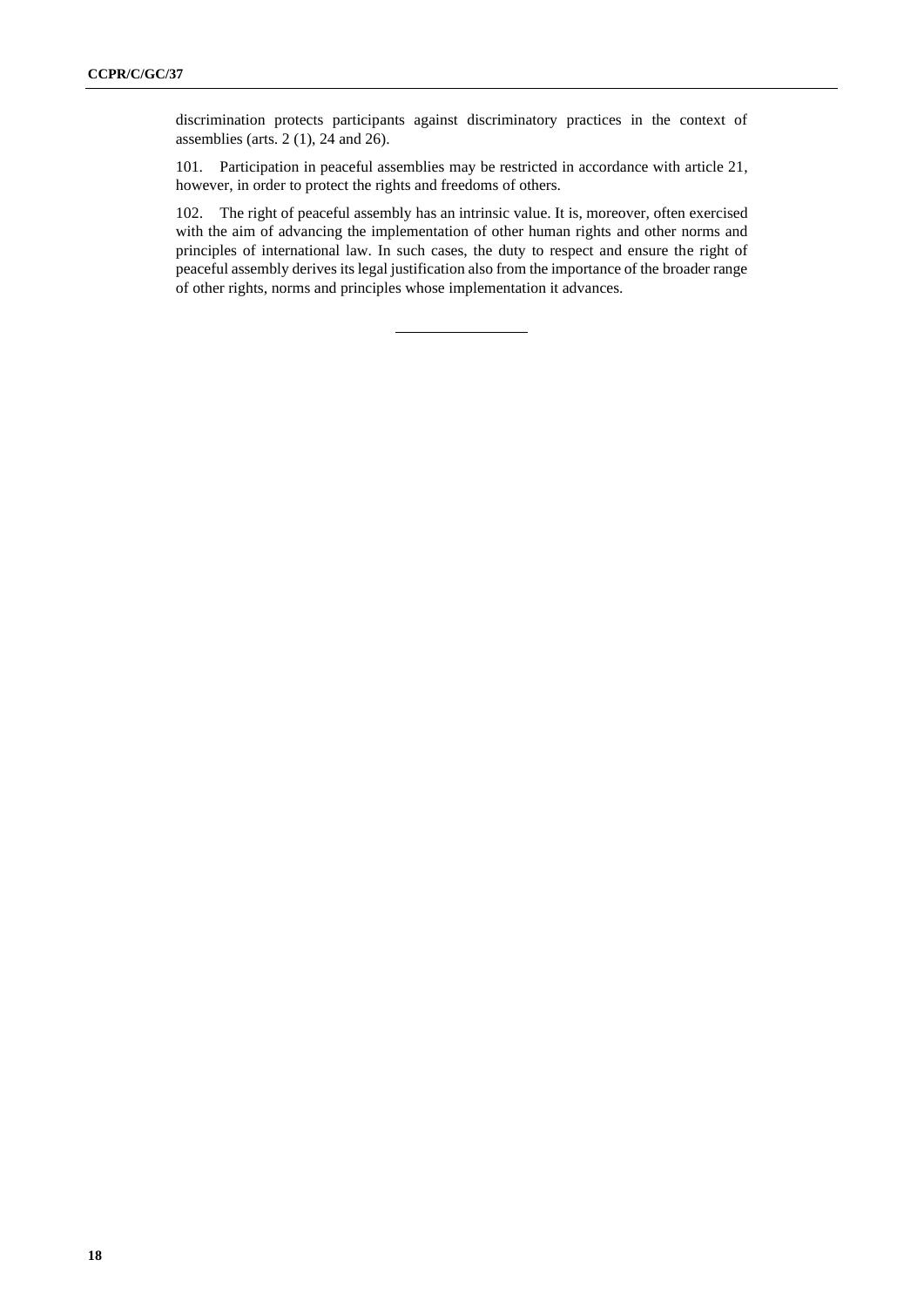discrimination protects participants against discriminatory practices in the context of assemblies (arts. 2 (1), 24 and 26).

101. Participation in peaceful assemblies may be restricted in accordance with article 21, however, in order to protect the rights and freedoms of others.

102. The right of peaceful assembly has an intrinsic value. It is, moreover, often exercised with the aim of advancing the implementation of other human rights and other norms and principles of international law. In such cases, the duty to respect and ensure the right of peaceful assembly derives its legal justification also from the importance of the broader range of other rights, norms and principles whose implementation it advances.